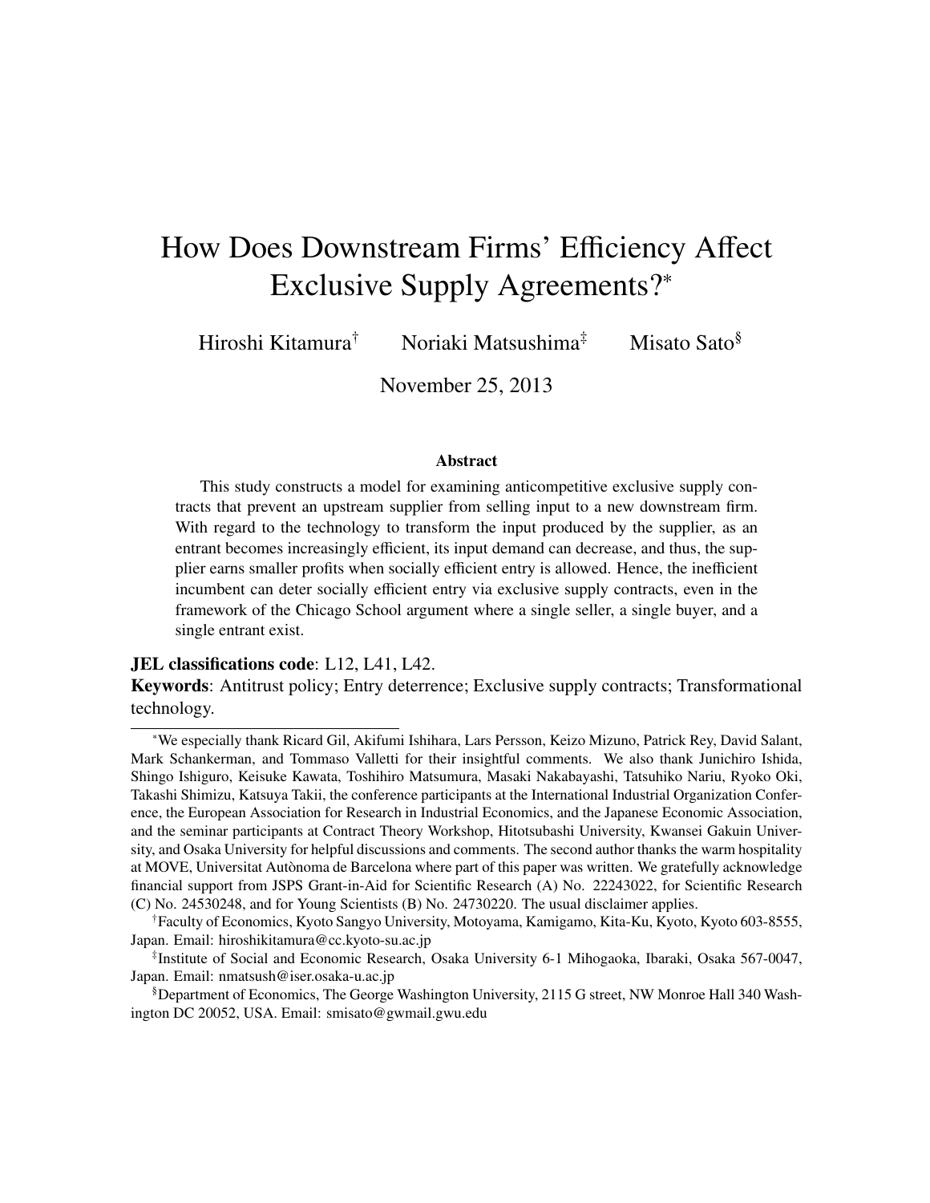# How Does Downstream Firms' Efficiency Affect Exclusive Supply Agreements?*

Hiroshi Kitamura[†] Noriaki Matsushima[‡] Misato Sato[§]

November 25, 2013

## Abstract

This study constructs a model for examining anticompetitive exclusive supply contracts that prevent an upstream supplier from selling input to a new downstream firm. With regard to the technology to transform the input produced by the supplier, as an entrant becomes increasingly efficient, its input demand can decrease, and thus, the supplier earns smaller profits when socially efficient entry is allowed. Hence, the inefficient incumbent can deter socially efficient entry via exclusive supply contracts, even in the framework of the Chicago School argument where a single seller, a single buyer, and a single entrant exist.

**JEL classifications code**: L12, L41, L42.

**Keywords**: Antitrust policy; Entry deterrence; Exclusive supply contracts; Transformational technology.

---

*We especially thank Ricard Gil, Akifumi Ishihara, Lars Persson, Keizo Mizuno, Patrick Rey, David Salant, Mark Schankerman, and Tommaso Valletti for their insightful comments. We also thank Junichiro Ishida, Shingo Ishiguro, Keisuke Kawata, Toshihiro Matsumura, Masaki Nakabayashi, Tatsuhiko Nariu, Ryoko Oki, Takashi Shimizu, Katsuya Takii, the conference participants at the International Industrial Organization Conference, the European Association for Research in Industrial Economics, and the Japanese Economic Association, and the seminar participants at Contract Theory Workshop, Hitotsubashi University, Kwansei Gakuin University, and Osaka University for helpful discussions and comments. The second author thanks the warm hospitality at MOVE, Universitat Autònoma de Barcelona where part of this paper was written. We gratefully acknowledge financial support from JSPS Grant-in-Aid for Scientific Research (A) No. 22243022, for Scientific Research (C) No. 24530248, and for Young Scientists (B) No. 24730220. The usual disclaimer applies.

[†]Faculty of Economics, Kyoto Sangyo University, Motoyama, Kamigamo, Kita-Ku, Kyoto, Kyoto 603-8555, Japan. Email: hiroshikitamura@cc.kyoto-su.ac.jp

[‡]Institute of Social and Economic Research, Osaka University 6-1 Mihogaoka, Ibaraki, Osaka 567-0047, Japan. Email: nmatsush@iser.osaka-u.ac.jp

[§]Department of Economics, The George Washington University, 2115 G street, NW Monroe Hall 340 Washington DC 20052, USA. Email: smisato@gwmail.gwu.edu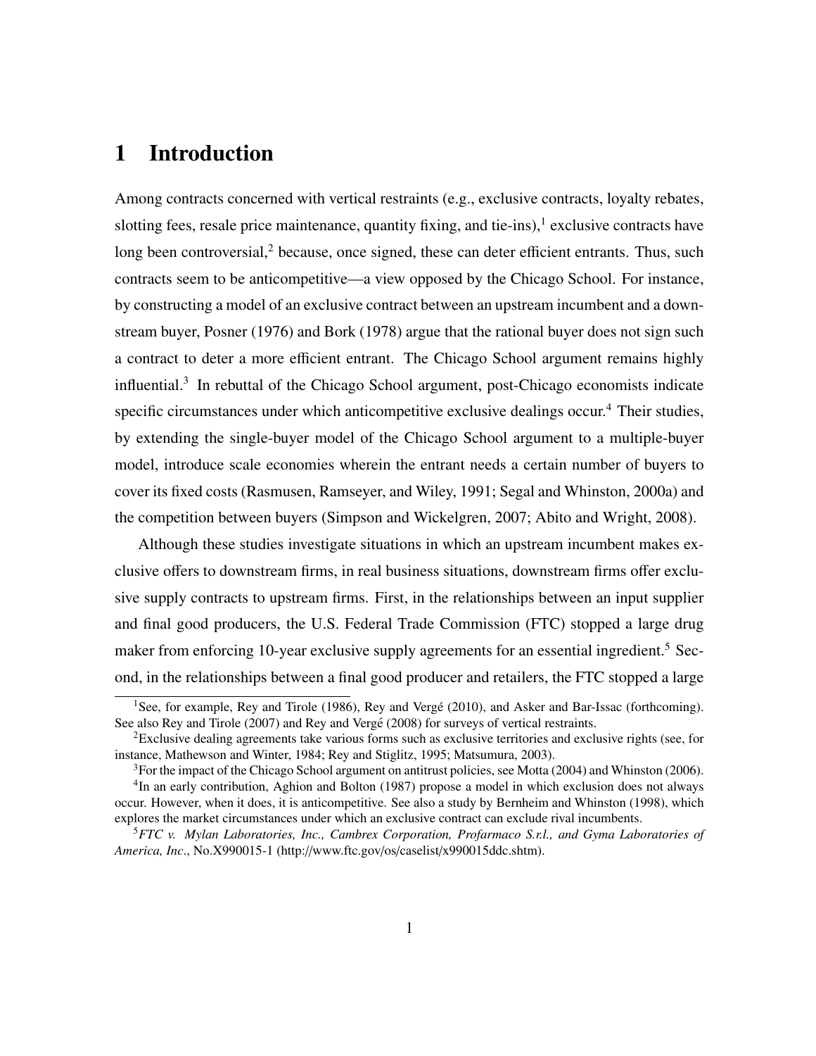# 1 Introduction

Among contracts concerned with vertical restraints (e.g., exclusive contracts, loyalty rebates, slotting fees, resale price maintenance, quantity fixing, and tie-ins),[1] exclusive contracts have long been controversial,[2] because, once signed, these can deter efficient entrants. Thus, such contracts seem to be anticompetitive—a view opposed by the Chicago School. For instance, by constructing a model of an exclusive contract between an upstream incumbent and a downstream buyer, Posner (1976) and Bork (1978) argue that the rational buyer does not sign such a contract to deter a more efficient entrant. The Chicago School argument remains highly influential.[3] In rebuttal of the Chicago School argument, post-Chicago economists indicate specific circumstances under which anticompetitive exclusive dealings occur.[4] Their studies, by extending the single-buyer model of the Chicago School argument to a multiple-buyer model, introduce scale economies wherein the entrant needs a certain number of buyers to cover its fixed costs (Rasmusen, Ramseyer, and Wiley, 1991; Segal and Whinston, 2000a) and the competition between buyers (Simpson and Wickelgren, 2007; Abito and Wright, 2008).

Although these studies investigate situations in which an upstream incumbent makes exclusive offers to downstream firms, in real business situations, downstream firms offer exclusive supply contracts to upstream firms. First, in the relationships between an input supplier and final good producers, the U.S. Federal Trade Commission (FTC) stopped a large drug maker from enforcing 10-year exclusive supply agreements for an essential ingredient.[5] Second, in the relationships between a final good producer and retailers, the FTC stopped a large

[1] See, for example, Rey and Tirole (1986), Rey and Vergé (2010), and Asker and Bar-Issac (forthcoming). See also Rey and Tirole (2007) and Rey and Vergé (2008) for surveys of vertical restraints.

[2] Exclusive dealing agreements take various forms such as exclusive territories and exclusive rights (see, for instance, Mathewson and Winter, 1984; Rey and Stiglitz, 1995; Matsumura, 2003).

[3] For the impact of the Chicago School argument on antitrust policies, see Motta (2004) and Whinston (2006).

[4] In an early contribution, Aghion and Bolton (1987) propose a model in which exclusion does not always occur. However, when it does, it is anticompetitive. See also a study by Bernheim and Whinston (1998), which explores the market circumstances under which an exclusive contract can exclude rival incumbents.

[5] *FTC v. Mylan Laboratories, Inc., Cambrex Corporation, Profarmaco S.r.l., and Gyma Laboratories of America, Inc.*, No.X990015-1 (http://www.ftc.gov/os/caselist/x990015ddc.shtm).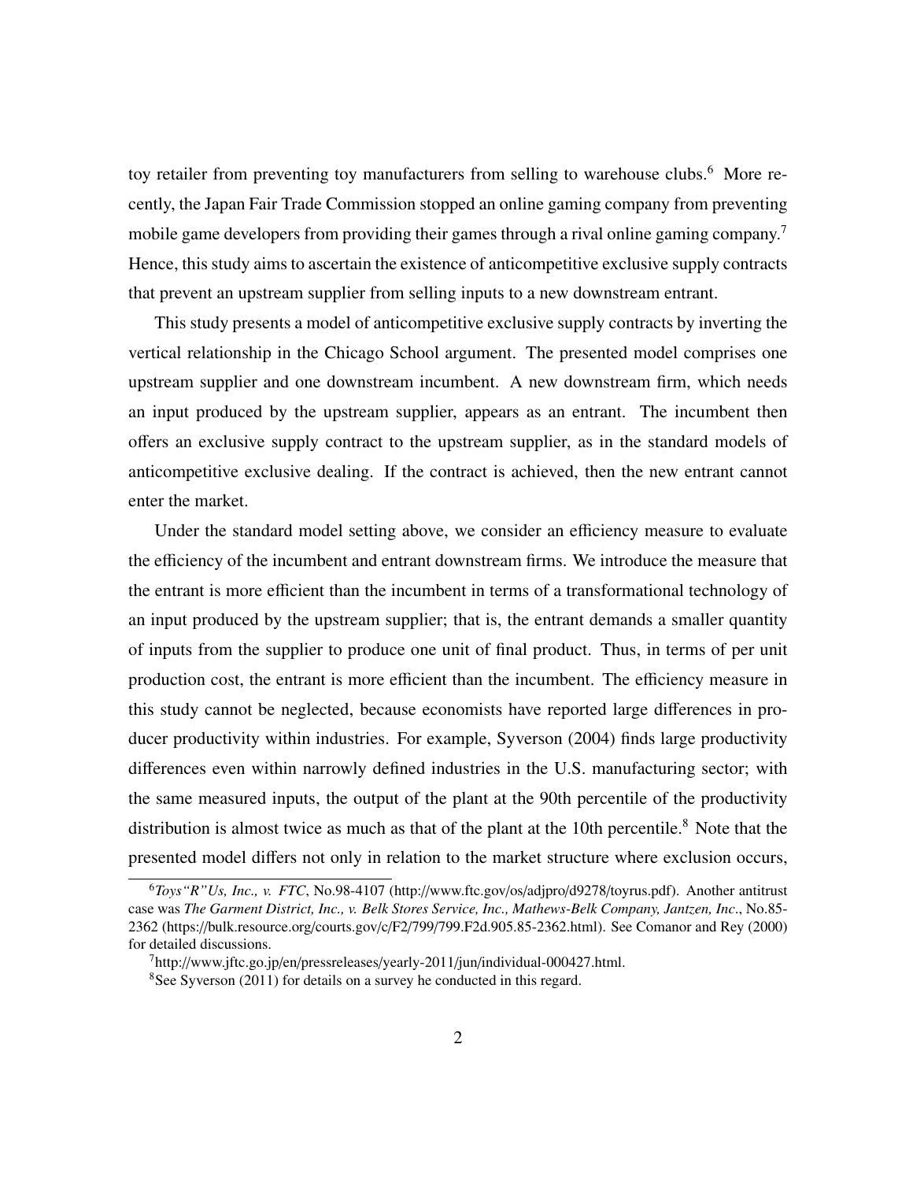toy retailer from preventing toy manufacturers from selling to warehouse clubs.[6] More recently, the Japan Fair Trade Commission stopped an online gaming company from preventing mobile game developers from providing their games through a rival online gaming company.[7] Hence, this study aims to ascertain the existence of anticompetitive exclusive supply contracts that prevent an upstream supplier from selling inputs to a new downstream entrant.

This study presents a model of anticompetitive exclusive supply contracts by inverting the vertical relationship in the Chicago School argument. The presented model comprises one upstream supplier and one downstream incumbent. A new downstream firm, which needs an input produced by the upstream supplier, appears as an entrant. The incumbent then offers an exclusive supply contract to the upstream supplier, as in the standard models of anticompetitive exclusive dealing. If the contract is achieved, then the new entrant cannot enter the market.

Under the standard model setting above, we consider an efficiency measure to evaluate the efficiency of the incumbent and entrant downstream firms. We introduce the measure that the entrant is more efficient than the incumbent in terms of a transformational technology of an input produced by the upstream supplier; that is, the entrant demands a smaller quantity of inputs from the supplier to produce one unit of final product. Thus, in terms of per unit production cost, the entrant is more efficient than the incumbent. The efficiency measure in this study cannot be neglected, because economists have reported large differences in producer productivity within industries. For example, Syverson (2004) finds large productivity differences even within narrowly defined industries in the U.S. manufacturing sector; with the same measured inputs, the output of the plant at the 90th percentile of the productivity distribution is almost twice as much as that of the plant at the 10th percentile.[8] Note that the presented model differs not only in relation to the market structure where exclusion occurs,

---

[6] *Toys"R"Us, Inc., v. FTC*, No.98-4107 (http://www.ftc.gov/os/adjpro/d9278/toyrus.pdf). Another antitrust case was *The Garment District, Inc., v. Belk Stores Service, Inc., Mathews-Belk Company, Jantzen, Inc*., No.85-2362 (https://bulk.resource.org/courts.gov/c/F2/799/799.F2d.905.85-2362.html). See Comanor and Rey (2000) for detailed discussions.

[7] http://www.jftc.go.jp/en/pressreleases/yearly-2011/jun/individual-000427.html.

[8] See Syverson (2011) for details on a survey he conducted in this regard.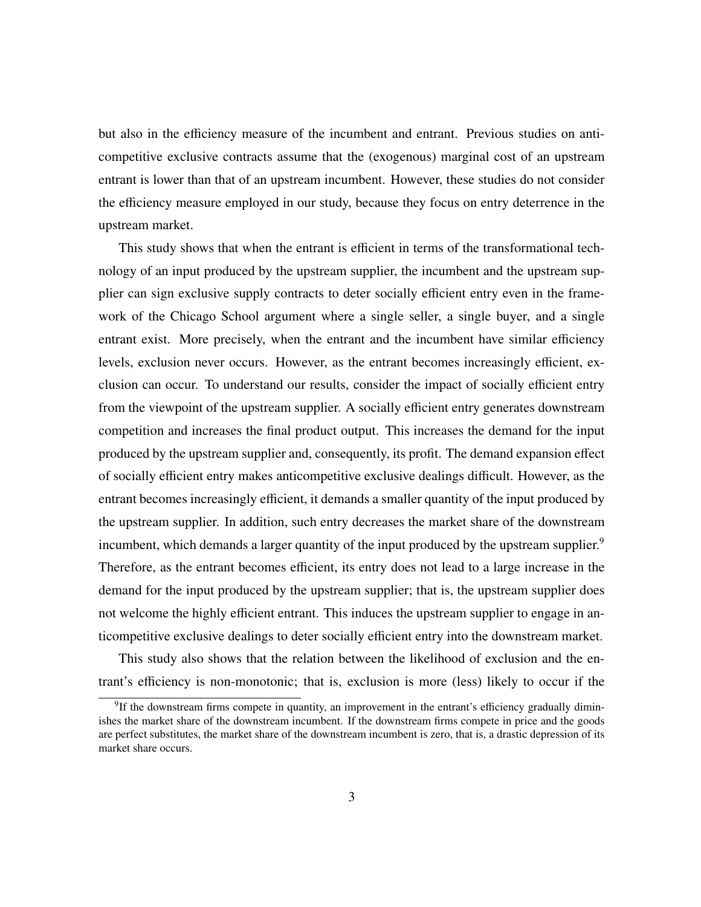but also in the efficiency measure of the incumbent and entrant. Previous studies on anticompetitive exclusive contracts assume that the (exogenous) marginal cost of an upstream entrant is lower than that of an upstream incumbent. However, these studies do not consider the efficiency measure employed in our study, because they focus on entry deterrence in the upstream market.

This study shows that when the entrant is efficient in terms of the transformational technology of an input produced by the upstream supplier, the incumbent and the upstream supplier can sign exclusive supply contracts to deter socially efficient entry even in the framework of the Chicago School argument where a single seller, a single buyer, and a single entrant exist. More precisely, when the entrant and the incumbent have similar efficiency levels, exclusion never occurs. However, as the entrant becomes increasingly efficient, exclusion can occur. To understand our results, consider the impact of socially efficient entry from the viewpoint of the upstream supplier. A socially efficient entry generates downstream competition and increases the final product output. This increases the demand for the input produced by the upstream supplier and, consequently, its profit. The demand expansion effect of socially efficient entry makes anticompetitive exclusive dealings difficult. However, as the entrant becomes increasingly efficient, it demands a smaller quantity of the input produced by the upstream supplier. In addition, such entry decreases the market share of the downstream incumbent, which demands a larger quantity of the input produced by the upstream supplier.[9] Therefore, as the entrant becomes efficient, its entry does not lead to a large increase in the demand for the input produced by the upstream supplier; that is, the upstream supplier does not welcome the highly efficient entrant. This induces the upstream supplier to engage in anticompetitive exclusive dealings to deter socially efficient entry into the downstream market.

This study also shows that the relation between the likelihood of exclusion and the entrant's efficiency is non-monotonic; that is, exclusion is more (less) likely to occur if the

---

[9] If the downstream firms compete in quantity, an improvement in the entrant's efficiency gradually diminishes the market share of the downstream incumbent. If the downstream firms compete in price and the goods are perfect substitutes, the market share of the downstream incumbent is zero, that is, a drastic depression of its market share occurs.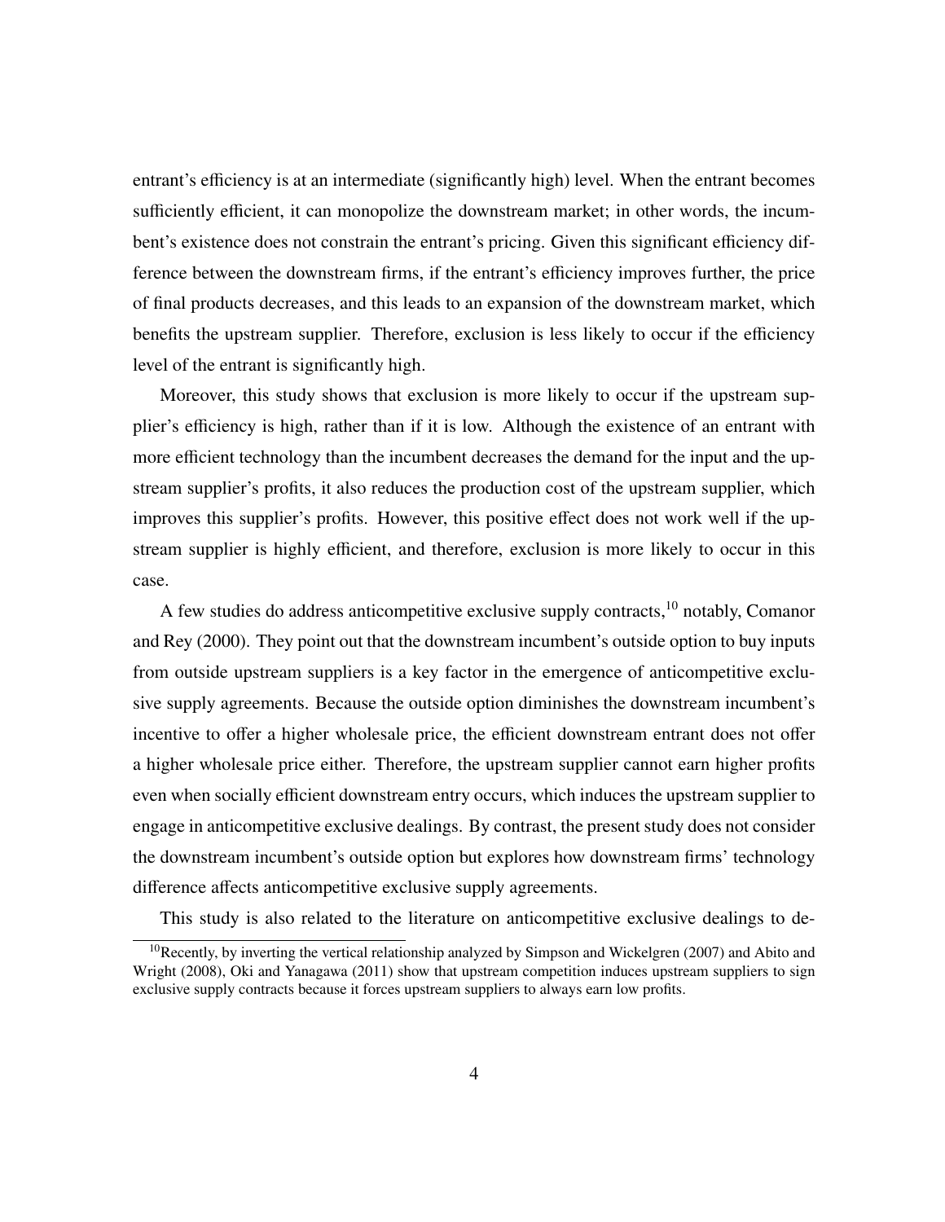entrant's efficiency is at an intermediate (significantly high) level. When the entrant becomes sufficiently efficient, it can monopolize the downstream market; in other words, the incumbent's existence does not constrain the entrant's pricing. Given this significant efficiency difference between the downstream firms, if the entrant's efficiency improves further, the price of final products decreases, and this leads to an expansion of the downstream market, which benefits the upstream supplier. Therefore, exclusion is less likely to occur if the efficiency level of the entrant is significantly high.

Moreover, this study shows that exclusion is more likely to occur if the upstream supplier's efficiency is high, rather than if it is low. Although the existence of an entrant with more efficient technology than the incumbent decreases the demand for the input and the upstream supplier's profits, it also reduces the production cost of the upstream supplier, which improves this supplier's profits. However, this positive effect does not work well if the upstream supplier is highly efficient, and therefore, exclusion is more likely to occur in this case.

A few studies do address anticompetitive exclusive supply contracts,[10] notably, Comanor and Rey (2000). They point out that the downstream incumbent's outside option to buy inputs from outside upstream suppliers is a key factor in the emergence of anticompetitive exclusive supply agreements. Because the outside option diminishes the downstream incumbent's incentive to offer a higher wholesale price, the efficient downstream entrant does not offer a higher wholesale price either. Therefore, the upstream supplier cannot earn higher profits even when socially efficient downstream entry occurs, which induces the upstream supplier to engage in anticompetitive exclusive dealings. By contrast, the present study does not consider the downstream incumbent's outside option but explores how downstream firms' technology difference affects anticompetitive exclusive supply agreements.

This study is also related to the literature on anticompetitive exclusive dealings to de-

[10] Recently, by inverting the vertical relationship analyzed by Simpson and Wickelgren (2007) and Abito and Wright (2008), Oki and Yanagawa (2011) show that upstream competition induces upstream suppliers to sign exclusive supply contracts because it forces upstream suppliers to always earn low profits.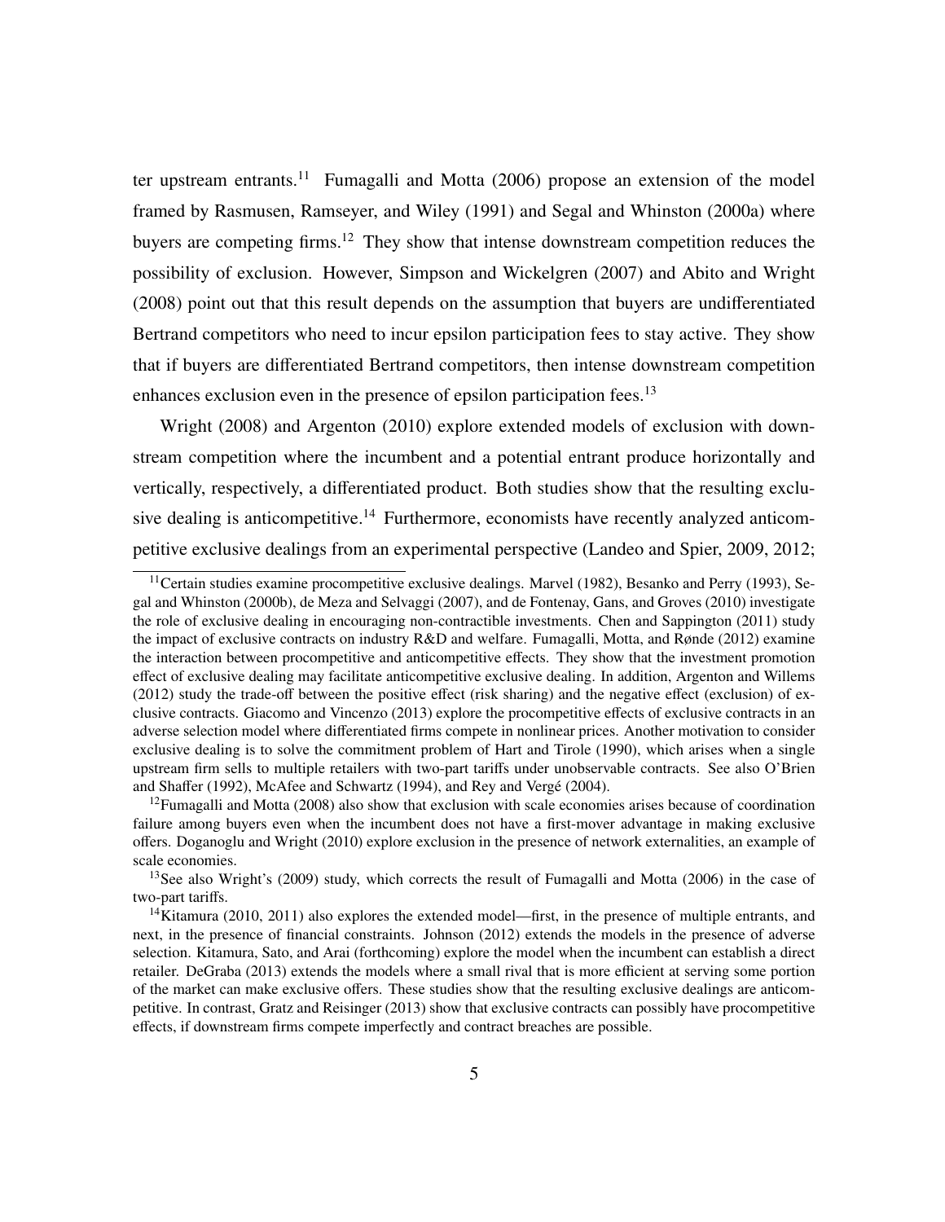ter upstream entrants.[11] Fumagalli and Motta (2006) propose an extension of the model framed by Rasmusen, Ramseyer, and Wiley (1991) and Segal and Whinston (2000a) where buyers are competing firms.[12] They show that intense downstream competition reduces the possibility of exclusion. However, Simpson and Wickelgren (2007) and Abito and Wright (2008) point out that this result depends on the assumption that buyers are undifferentiated Bertrand competitors who need to incur epsilon participation fees to stay active. They show that if buyers are differentiated Bertrand competitors, then intense downstream competition enhances exclusion even in the presence of epsilon participation fees.[13]

Wright (2008) and Argenton (2010) explore extended models of exclusion with downstream competition where the incumbent and a potential entrant produce horizontally and vertically, respectively, a differentiated product. Both studies show that the resulting exclusive dealing is anticompetitive.[14] Furthermore, economists have recently analyzed anticompetitive exclusive dealings from an experimental perspective (Landeo and Spier, 2009, 2012;

[11] Certain studies examine procompetitive exclusive dealings. Marvel (1982), Besanko and Perry (1993), Segal and Whinston (2000b), de Meza and Selvaggi (2007), and de Fontenay, Gans, and Groves (2010) investigate the role of exclusive dealing in encouraging non-contractible investments. Chen and Sappington (2011) study the impact of exclusive contracts on industry R&D and welfare. Fumagalli, Motta, and Rønde (2012) examine the interaction between procompetitive and anticompetitive effects. They show that the investment promotion effect of exclusive dealing may facilitate anticompetitive exclusive dealing. In addition, Argenton and Willems (2012) study the trade-off between the positive effect (risk sharing) and the negative effect (exclusion) of exclusive contracts. Giacomo and Vincenzo (2013) explore the procompetitive effects of exclusive contracts in an adverse selection model where differentiated firms compete in nonlinear prices. Another motivation to consider exclusive dealing is to solve the commitment problem of Hart and Tirole (1990), which arises when a single upstream firm sells to multiple retailers with two-part tariffs under unobservable contracts. See also O'Brien and Shaffer (1992), McAfee and Schwartz (1994), and Rey and Vergé (2004).

[12] Fumagalli and Motta (2008) also show that exclusion with scale economies arises because of coordination failure among buyers even when the incumbent does not have a first-mover advantage in making exclusive offers. Doganoglu and Wright (2010) explore exclusion in the presence of network externalities, an example of scale economies.

[13] See also Wright's (2009) study, which corrects the result of Fumagalli and Motta (2006) in the case of two-part tariffs.

[14] Kitamura (2010, 2011) also explores the extended model—first, in the presence of multiple entrants, and next, in the presence of financial constraints. Johnson (2012) extends the models in the presence of adverse selection. Kitamura, Sato, and Arai (forthcoming) explore the model when the incumbent can establish a direct retailer. DeGraba (2013) extends the models where a small rival that is more efficient at serving some portion of the market can make exclusive offers. These studies show that the resulting exclusive dealings are anticompetitive. In contrast, Gratz and Reisinger (2013) show that exclusive contracts can possibly have procompetitive effects, if downstream firms compete imperfectly and contract breaches are possible.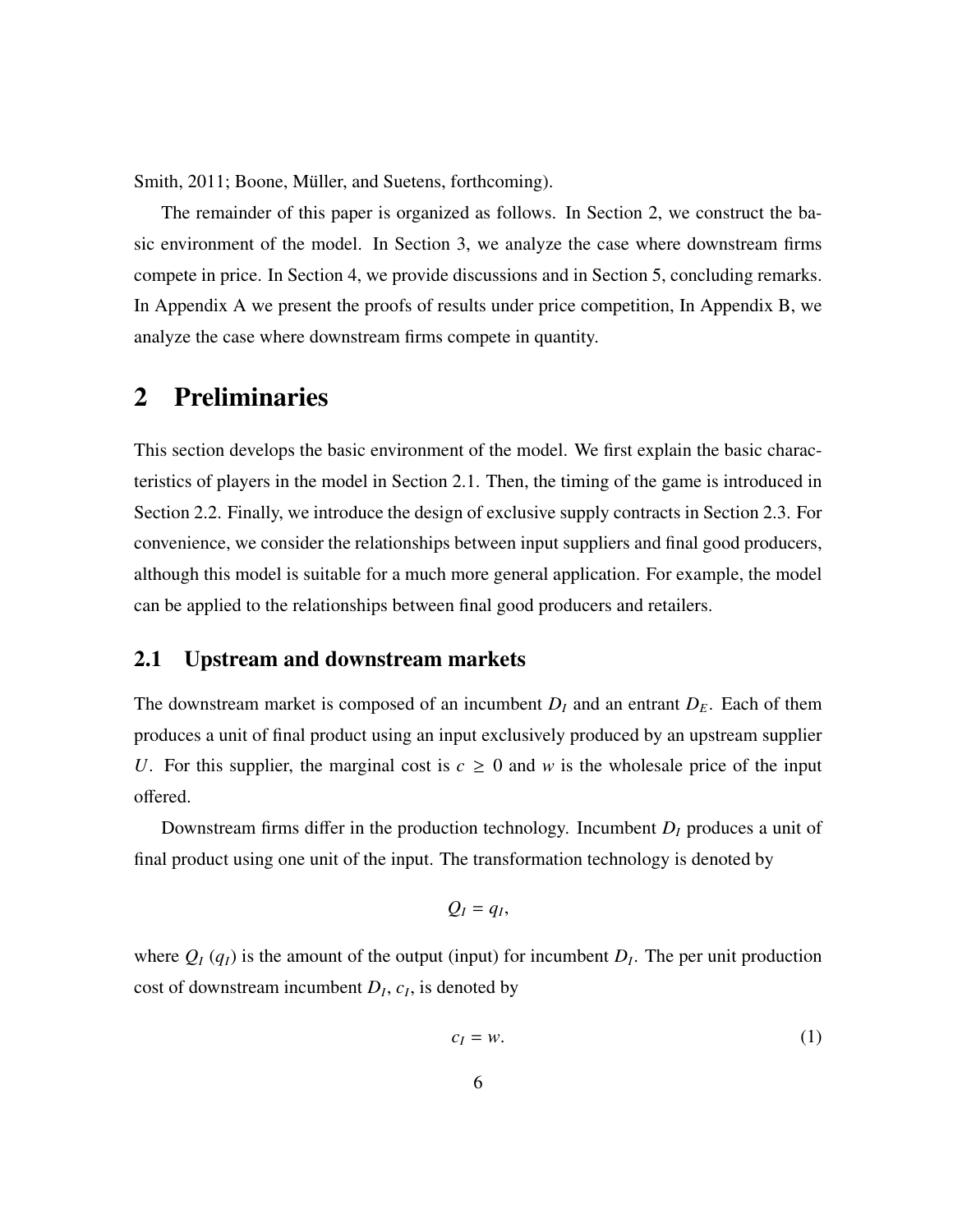Smith, 2011; Boone, Müller, and Suetens, forthcoming).

The remainder of this paper is organized as follows. In Section 2, we construct the basic environment of the model. In Section 3, we analyze the case where downstream firms compete in price. In Section 4, we provide discussions and in Section 5, concluding remarks. In Appendix A we present the proofs of results under price competition, In Appendix B, we analyze the case where downstream firms compete in quantity.

# 2 Preliminaries

This section develops the basic environment of the model. We first explain the basic characteristics of players in the model in Section 2.1. Then, the timing of the game is introduced in Section 2.2. Finally, we introduce the design of exclusive supply contracts in Section 2.3. For convenience, we consider the relationships between input suppliers and final good producers, although this model is suitable for a much more general application. For example, the model can be applied to the relationships between final good producers and retailers.

## 2.1 Upstream and downstream markets

The downstream market is composed of an incumbent $D_I$ and an entrant $D_E$. Each of them produces a unit of final product using an input exclusively produced by an upstream supplier $U$. For this supplier, the marginal cost is $c \geq 0$ and $w$ is the wholesale price of the input offered.

Downstream firms differ in the production technology. Incumbent $D_I$ produces a unit of final product using one unit of the input. The transformation technology is denoted by

$$Q_I = q_I,$$

where $Q_I$ ($q_I$) is the amount of the output (input) for incumbent $D_I$. The per unit production cost of downstream incumbent $D_I$, $c_I$, is denoted by

$$c_I = w. \tag{1}$$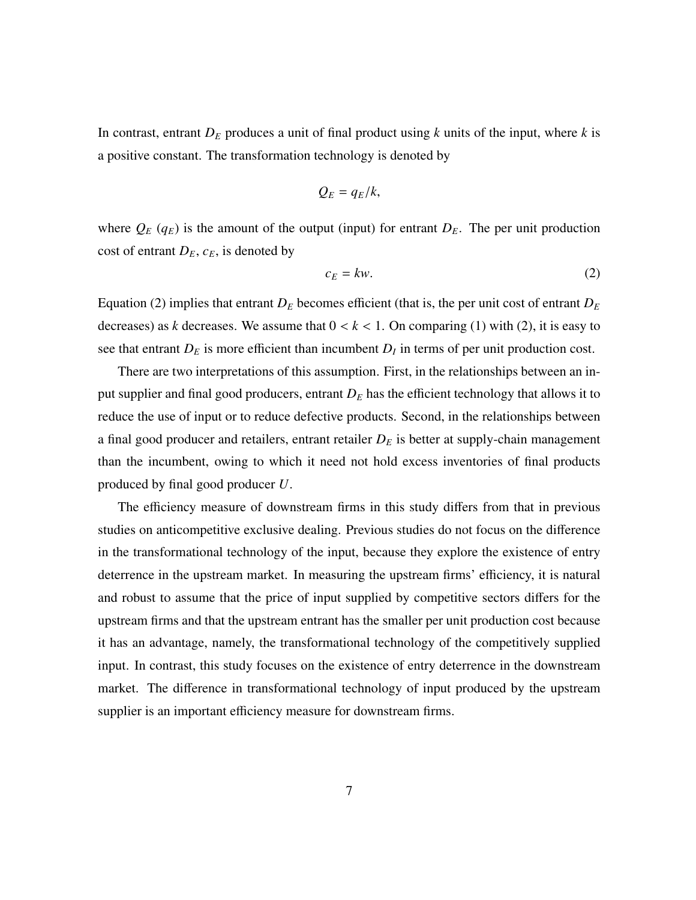In contrast, entrant $D_E$ produces a unit of final product using $k$ units of the input, where $k$ is a positive constant. The transformation technology is denoted by

$$Q_E = q_E/k,$$

where $Q_E$ ($q_E$) is the amount of the output (input) for entrant $D_E$. The per unit production cost of entrant $D_E$, $c_E$, is denoted by

$$c_E = kw. \tag{2}$$

Equation (2) implies that entrant $D_E$ becomes efficient (that is, the per unit cost of entrant $D_E$ decreases) as $k$ decreases. We assume that $0 < k < 1$. On comparing (1) with (2), it is easy to see that entrant $D_E$ is more efficient than incumbent $D_I$ in terms of per unit production cost.

There are two interpretations of this assumption. First, in the relationships between an input supplier and final good producers, entrant $D_E$ has the efficient technology that allows it to reduce the use of input or to reduce defective products. Second, in the relationships between a final good producer and retailers, entrant retailer $D_E$ is better at supply-chain management than the incumbent, owing to which it need not hold excess inventories of final products produced by final good producer $U$.

The efficiency measure of downstream firms in this study differs from that in previous studies on anticompetitive exclusive dealing. Previous studies do not focus on the difference in the transformational technology of the input, because they explore the existence of entry deterrence in the upstream market. In measuring the upstream firms' efficiency, it is natural and robust to assume that the price of input supplied by competitive sectors differs for the upstream firms and that the upstream entrant has the smaller per unit production cost because it has an advantage, namely, the transformational technology of the competitively supplied input. In contrast, this study focuses on the existence of entry deterrence in the downstream market. The difference in transformational technology of input produced by the upstream supplier is an important efficiency measure for downstream firms.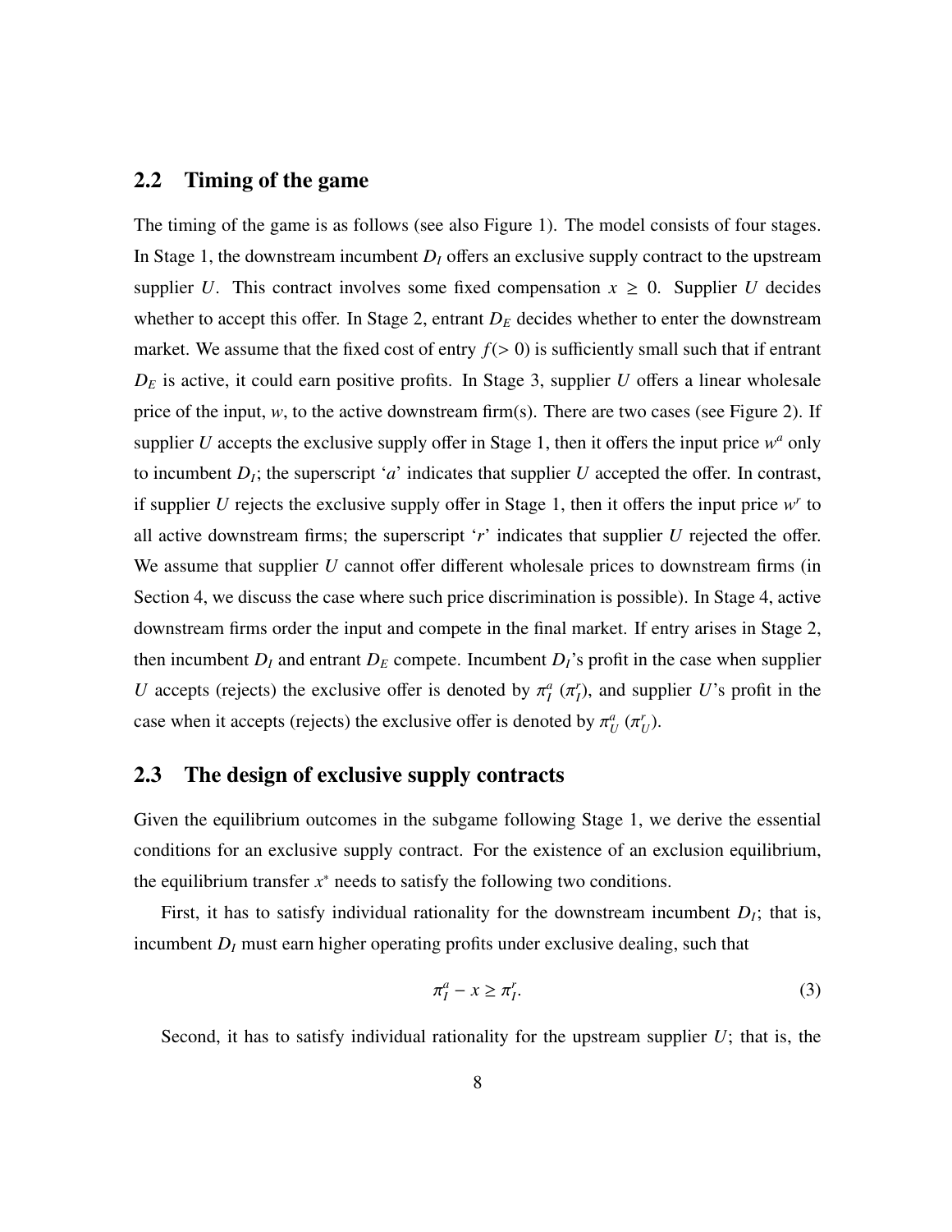## 2.2 Timing of the game

The timing of the game is as follows (see also Figure 1). The model consists of four stages. In Stage 1, the downstream incumbent $D_I$ offers an exclusive supply contract to the upstream supplier $U$. This contract involves some fixed compensation $x \geq 0$. Supplier $U$ decides whether to accept this offer. In Stage 2, entrant $D_E$ decides whether to enter the downstream market. We assume that the fixed cost of entry $f (> 0)$ is sufficiently small such that if entrant $D_E$ is active, it could earn positive profits. In Stage 3, supplier $U$ offers a linear wholesale price of the input, $w$, to the active downstream firm(s). There are two cases (see Figure 2). If supplier $U$ accepts the exclusive supply offer in Stage 1, then it offers the input price $w^a$ only to incumbent $D_I$; the superscript '$a$' indicates that supplier $U$ accepted the offer. In contrast, if supplier $U$ rejects the exclusive supply offer in Stage 1, then it offers the input price $w^r$ to all active downstream firms; the superscript '$r$' indicates that supplier $U$ rejected the offer. We assume that supplier $U$ cannot offer different wholesale prices to downstream firms (in Section 4, we discuss the case where such price discrimination is possible). In Stage 4, active downstream firms order the input and compete in the final market. If entry arises in Stage 2, then incumbent $D_I$ and entrant $D_E$ compete. Incumbent $D_I$'s profit in the case when supplier $U$ accepts (rejects) the exclusive offer is denoted by $\pi_I^a$ ($\pi_I^r$), and supplier $U$'s profit in the case when it accepts (rejects) the exclusive offer is denoted by $\pi_U^a$ ($\pi_U^r$).

## 2.3 The design of exclusive supply contracts

Given the equilibrium outcomes in the subgame following Stage 1, we derive the essential conditions for an exclusive supply contract. For the existence of an exclusion equilibrium, the equilibrium transfer $x^*$ needs to satisfy the following two conditions.

First, it has to satisfy individual rationality for the downstream incumbent $D_I$; that is, incumbent $D_I$ must earn higher operating profits under exclusive dealing, such that

$$\pi_I^a - x \geq \pi_I^r. \tag{3}$$

Second, it has to satisfy individual rationality for the upstream supplier $U$; that is, the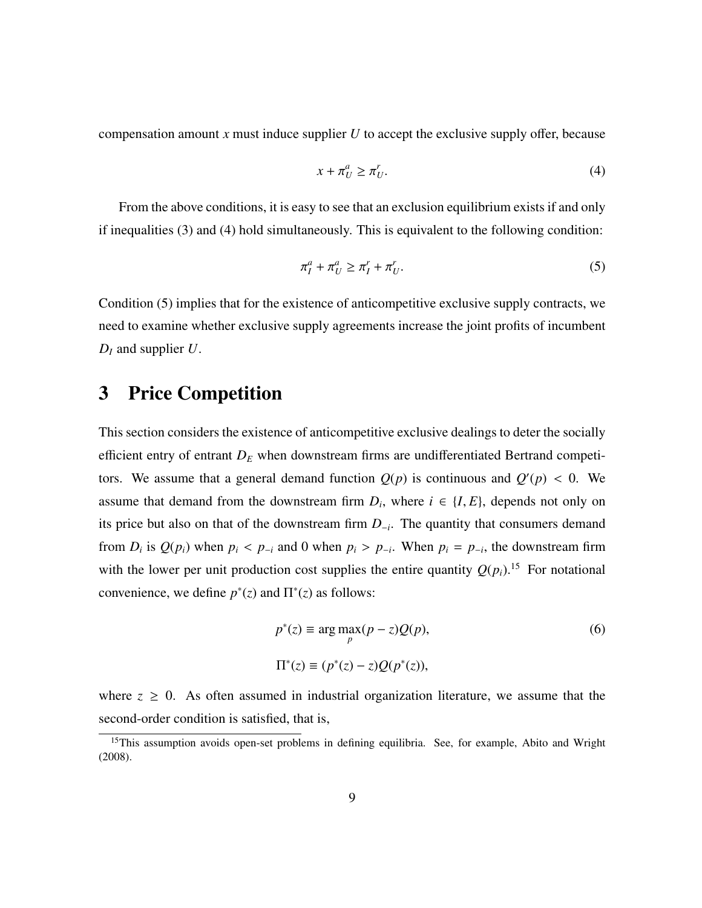compensation amount $x$ must induce supplier $U$ to accept the exclusive supply offer, because

$$x + \pi_U^a \geq \pi_U^r. \tag{4}$$

From the above conditions, it is easy to see that an exclusion equilibrium exists if and only if inequalities (3) and (4) hold simultaneously. This is equivalent to the following condition:

$$\pi_I^a + \pi_U^a \geq \pi_I^r + \pi_U^r. \tag{5}$$

Condition (5) implies that for the existence of anticompetitive exclusive supply contracts, we need to examine whether exclusive supply agreements increase the joint profits of incumbent $D_I$ and supplier $U$.

# 3 Price Competition

This section considers the existence of anticompetitive exclusive dealings to deter the socially efficient entry of entrant $D_E$ when downstream firms are undifferentiated Bertrand competitors. We assume that a general demand function $Q(p)$ is continuous and $Q'(p) < 0$. We assume that demand from the downstream firm $D_i$, where $i \in \{I, E\}$, depends not only on its price but also on that of the downstream firm $D_{-i}$. The quantity that consumers demand from $D_i$ is $Q(p_i)$ when $p_i < p_{-i}$ and 0 when $p_i > p_{-i}$. When $p_i = p_{-i}$, the downstream firm with the lower per unit production cost supplies the entire quantity $Q(p_i)$.[15] For notational convenience, we define $p^*(z)$ and $\Pi^*(z)$ as follows:

$$p^*(z) \equiv \arg\max_p (p - z)Q(p), \tag{6}$$

$$\Pi^*(z) \equiv (p^*(z) - z)Q(p^*(z)),$$

where $z \geq 0$. As often assumed in industrial organization literature, we assume that the second-order condition is satisfied, that is,

[15] This assumption avoids open-set problems in defining equilibria. See, for example, Abito and Wright (2008).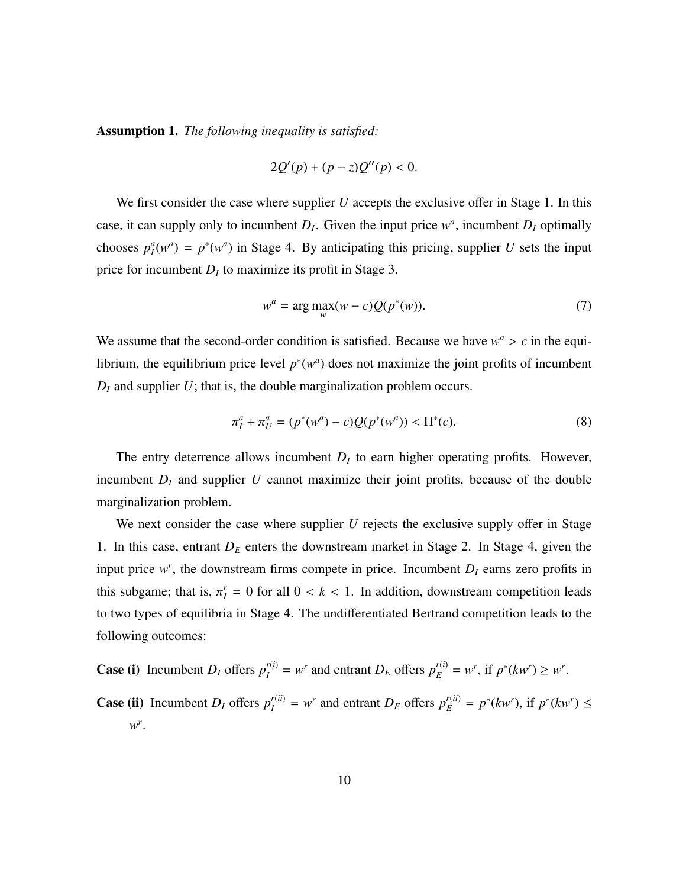**Assumption 1.** *The following inequality is satisfied:*

$$2Q'(p) + (p - z)Q''(p) < 0.$$

We first consider the case where supplier $U$ accepts the exclusive offer in Stage 1. In this case, it can supply only to incumbent $D_I$. Given the input price $w^a$, incumbent $D_I$ optimally chooses $p_I^a(w^a) = p^*(w^a)$ in Stage 4. By anticipating this pricing, supplier $U$ sets the input price for incumbent $D_I$ to maximize its profit in Stage 3.

$$w^a = \arg\max_w (w - c)Q(p^*(w)). \tag{7}$$

We assume that the second-order condition is satisfied. Because we have $w^a > c$ in the equilibrium, the equilibrium price level $p^*(w^a)$ does not maximize the joint profits of incumbent $D_I$ and supplier $U$; that is, the double marginalization problem occurs.

$$\pi_I^a + \pi_U^a = (p^*(w^a) - c)Q(p^*(w^a)) < \Pi^*(c). \tag{8}$$

The entry deterrence allows incumbent $D_I$ to earn higher operating profits. However, incumbent $D_I$ and supplier $U$ cannot maximize their joint profits, because of the double marginalization problem.

We next consider the case where supplier $U$ rejects the exclusive supply offer in Stage 1. In this case, entrant $D_E$ enters the downstream market in Stage 2. In Stage 4, given the input price $w^r$, the downstream firms compete in price. Incumbent $D_I$ earns zero profits in this subgame; that is, $\pi_I^r = 0$ for all $0 < k < 1$. In addition, downstream competition leads to two types of equilibria in Stage 4. The undifferentiated Bertrand competition leads to the following outcomes:

**Case (i)** Incumbent $D_I$ offers $p_I^{r(i)} = w^r$ and entrant $D_E$ offers $p_E^{r(i)} = w^r$, if $p^*(kw^r) \geq w^r$.

**Case (ii)** Incumbent $D_I$ offers $p_I^{r(ii)} = w^r$ and entrant $D_E$ offers $p_E^{r(ii)} = p^*(kw^r)$, if $p^*(kw^r) \leq w^r$.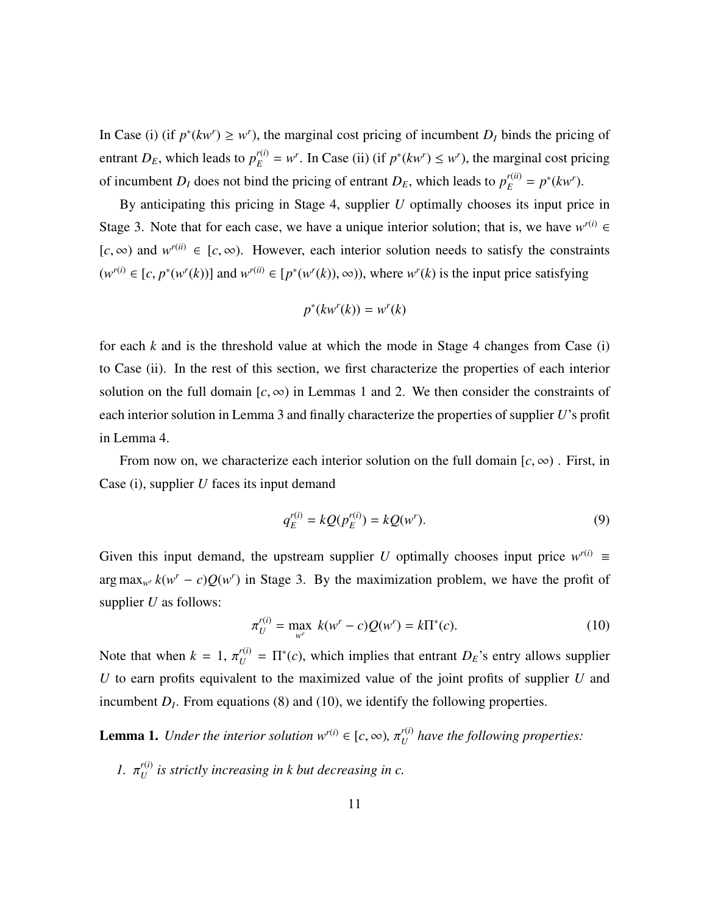In Case (i) (if $p^*(kw^r) \geq w^r$), the marginal cost pricing of incumbent $D_I$ binds the pricing of entrant $D_E$, which leads to $p_E^{r(i)} = w^r$. In Case (ii) (if $p^*(kw^r) \leq w^r$), the marginal cost pricing of incumbent $D_I$ does not bind the pricing of entrant $D_E$, which leads to $p_E^{r(ii)} = p^*(kw^r)$.

By anticipating this pricing in Stage 4, supplier $U$ optimally chooses its input price in Stage 3. Note that for each case, we have a unique interior solution; that is, we have $w^{r(i)} \in [c, \infty)$ and $w^{r(ii)} \in [c, \infty)$. However, each interior solution needs to satisfy the constraints ($w^{r(i)} \in [c, p^*(w^r(k))]$ and $w^{r(ii)} \in [p^*(w^r(k)), \infty)$), where $w^r(k)$ is the input price satisfying

$$p^*(kw^r(k)) = w^r(k)$$

for each $k$ and is the threshold value at which the mode in Stage 4 changes from Case (i) to Case (ii). In the rest of this section, we first characterize the properties of each interior solution on the full domain $[c, \infty)$ in Lemmas 1 and 2. We then consider the constraints of each interior solution in Lemma 3 and finally characterize the properties of supplier $U$'s profit in Lemma 4.

From now on, we characterize each interior solution on the full domain $[c, \infty)$ . First, in Case (i), supplier $U$ faces its input demand

$$q_E^{r(i)} = kQ(p_E^{r(i)}) = kQ(w^r). \tag{9}$$

Given this input demand, the upstream supplier $U$ optimally chooses input price $w^{r(i)} \equiv \arg\max_{w^r} k(w^r - c)Q(w^r)$ in Stage 3. By the maximization problem, we have the profit of supplier $U$ as follows:

$$\pi_U^{r(i)} = \max_{w^r} \; k(w^r - c)Q(w^r) = k\Pi^*(c). \tag{10}$$

Note that when $k = 1$, $\pi_U^{r(i)} = \Pi^*(c)$, which implies that entrant $D_E$'s entry allows supplier $U$ to earn profits equivalent to the maximized value of the joint profits of supplier $U$ and incumbent $D_I$. From equations (8) and (10), we identify the following properties.

**Lemma 1.** *Under the interior solution $w^{r(i)} \in [c, \infty)$, $\pi_U^{r(i)}$ have the following properties:*

1. *$\pi_U^{r(i)}$ is strictly increasing in $k$ but decreasing in $c$.*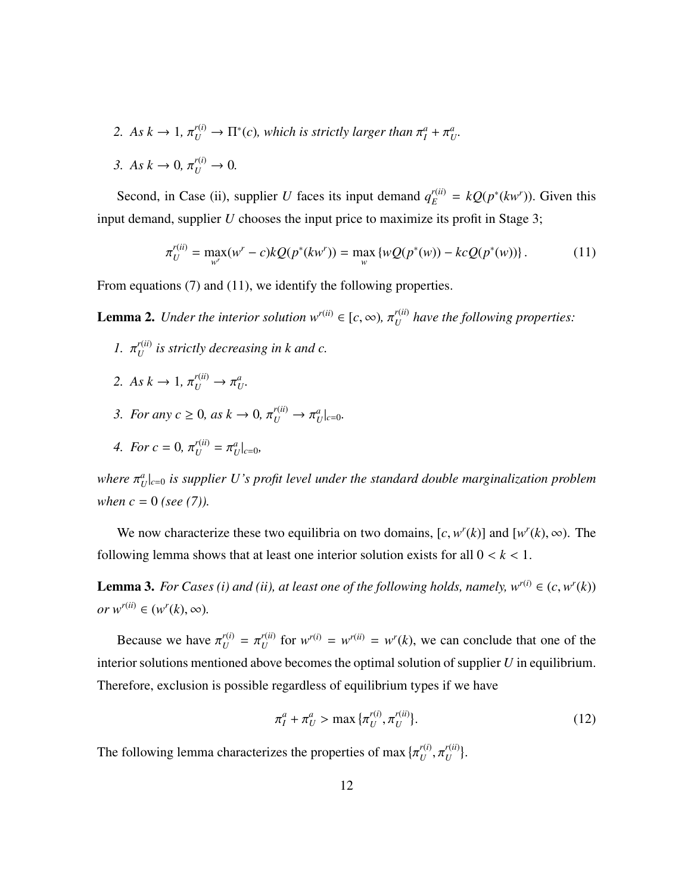2. *As $k \to 1$, $\pi_U^{r(i)} \to \Pi^*(c)$, which is strictly larger than $\pi_I^a + \pi_U^a$.*

3. *As $k \to 0$, $\pi_U^{r(i)} \to 0$.*

Second, in Case (ii), supplier $U$ faces its input demand $q_E^{r(ii)} = kQ(p^*(kw^r))$. Given this input demand, supplier $U$ chooses the input price to maximize its profit in Stage 3;

$$\pi_U^{r(ii)} = \max_{w^r}(w^r - c)kQ(p^*(kw^r)) = \max_{w}\{wQ(p^*(w)) - kcQ(p^*(w))\}. \tag{11}$$

From equations (7) and (11), we identify the following properties.

**Lemma 2.** *Under the interior solution $w^{r(ii)} \in [c, \infty)$, $\pi_U^{r(ii)}$ have the following properties:*

1. *$\pi_U^{r(ii)}$ is strictly decreasing in $k$ and $c$.*

2. *As $k \to 1$, $\pi_U^{r(ii)} \to \pi_U^a$.*

3. *For any $c \geq 0$, as $k \to 0$, $\pi_U^{r(ii)} \to \pi_U^a|_{c=0}$.*

4. *For $c = 0$, $\pi_U^{r(ii)} = \pi_U^a|_{c=0}$,*

*where $\pi_U^a|_{c=0}$ is supplier $U$'s profit level under the standard double marginalization problem when $c = 0$ (see (7)).*

We now characterize these two equilibria on two domains, $[c, w^r(k)]$ and $[w^r(k), \infty)$. The following lemma shows that at least one interior solution exists for all $0 < k < 1$.

**Lemma 3.** *For Cases (i) and (ii), at least one of the following holds, namely, $w^{r(i)} \in (c, w^r(k))$ or $w^{r(ii)} \in (w^r(k), \infty)$.*

Because we have $\pi_U^{r(i)} = \pi_U^{r(ii)}$ for $w^{r(i)} = w^{r(ii)} = w^r(k)$, we can conclude that one of the interior solutions mentioned above becomes the optimal solution of supplier $U$ in equilibrium. Therefore, exclusion is possible regardless of equilibrium types if we have

$$\pi_I^a + \pi_U^a > \max\{\pi_U^{r(i)}, \pi_U^{r(ii)}\}. \tag{12}$$

The following lemma characterizes the properties of $\max\{\pi_U^{r(i)}, \pi_U^{r(ii)}\}$.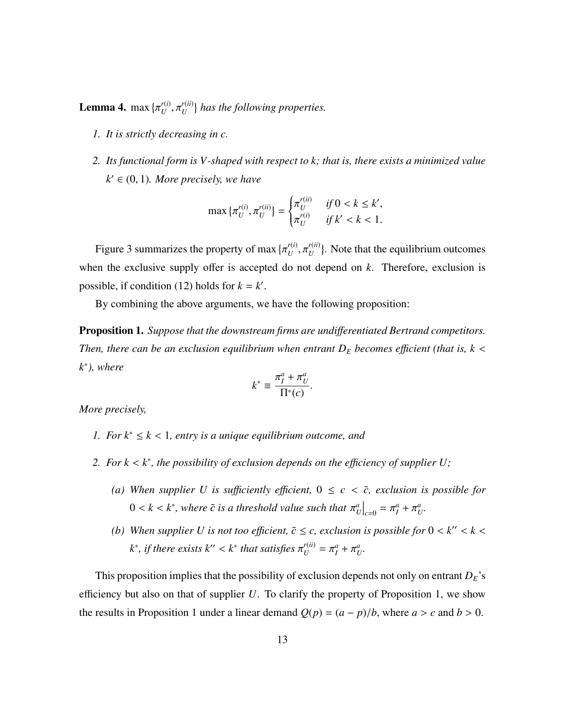**Lemma 4.** $\max\{\pi_U^{r(i)}, \pi_U^{r(ii)}\}$ *has the following properties.*

1. *It is strictly decreasing in $c$.*
2. *Its functional form is V-shaped with respect to $k$; that is, there exists a minimized value $k' \in (0, 1)$. More precisely, we have*

$$\max\{\pi_U^{r(i)}, \pi_U^{r(ii)}\} = \begin{cases} \pi_U^{r(ii)} & \text{if } 0 < k \leq k', \\ \pi_U^{r(i)} & \text{if } k' < k < 1. \end{cases}$$

Figure 3 summarizes the property of $\max\{\pi_U^{r(i)}, \pi_U^{r(ii)}\}$. Note that the equilibrium outcomes when the exclusive supply offer is accepted do not depend on $k$. Therefore, exclusion is possible, if condition (12) holds for $k = k'$.

By combining the above arguments, we have the following proposition:

**Proposition 1.** *Suppose that the downstream firms are undifferentiated Bertrand competitors. Then, there can be an exclusion equilibrium when entrant $D_E$ becomes efficient (that is, $k < k^*$), where*

$$k^* \equiv \frac{\pi_I^a + \pi_U^a}{\Pi^*(c)}.$$

*More precisely,*

1. *For $k^* \leq k < 1$, entry is a unique equilibrium outcome, and*
2. *For $k < k^*$, the possibility of exclusion depends on the efficiency of supplier $U$;*
   - *(a) When supplier $U$ is sufficiently efficient, $0 \leq c < \tilde{c}$, exclusion is possible for $0 < k < k^*$, where $\tilde{c}$ is a threshold value such that $\pi_U^a\big|_{c=0} = \pi_I^a + \pi_U^a$.*
   - *(b) When supplier $U$ is not too efficient, $\tilde{c} \leq c$, exclusion is possible for $0 < k'' < k < k^*$, if there exists $k'' < k^*$ that satisfies $\pi_U^{r(ii)} = \pi_I^a + \pi_U^a$.*

This proposition implies that the possibility of exclusion depends not only on entrant $D_E$'s efficiency but also on that of supplier $U$. To clarify the property of Proposition 1, we show the results in Proposition 1 under a linear demand $Q(p) = (a - p)/b$, where $a > c$ and $b > 0$.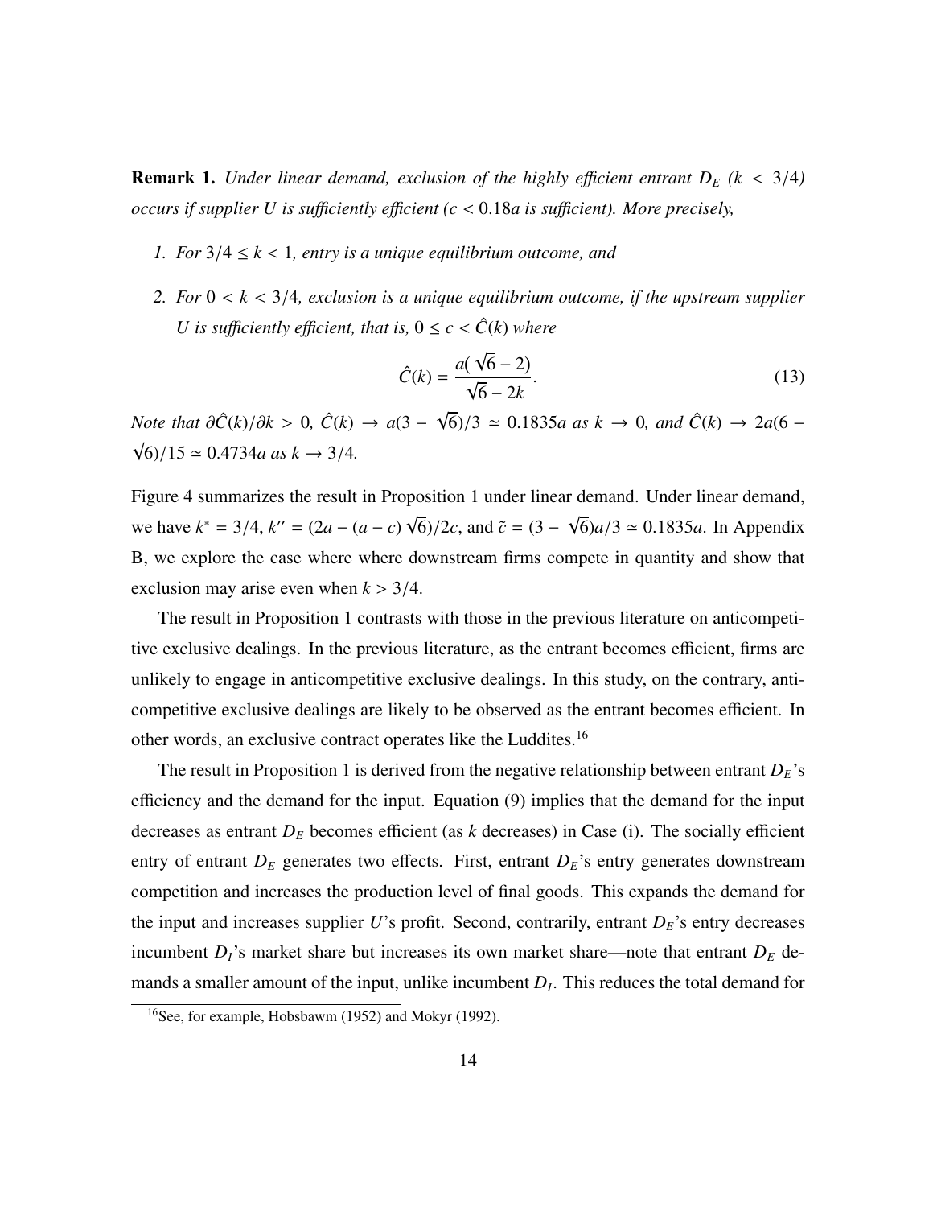**Remark 1.** *Under linear demand, exclusion of the highly efficient entrant $D_E$ ($k < 3/4$) occurs if supplier $U$ is sufficiently efficient ($c < 0.18a$ is sufficient). More precisely,*

1. *For $3/4 \leq k < 1$, entry is a unique equilibrium outcome, and*
2. *For $0 < k < 3/4$, exclusion is a unique equilibrium outcome, if the upstream supplier $U$ is sufficiently efficient, that is, $0 \leq c < \hat{C}(k)$ where*

$$\hat{C}(k) = \frac{a(\sqrt{6} - 2)}{\sqrt{6} - 2k}. \tag{13}$$

*Note that $\partial \hat{C}(k)/\partial k > 0$, $\hat{C}(k) \to a(3 - \sqrt{6})/3 \simeq 0.1835a$ as $k \to 0$, and $\hat{C}(k) \to 2a(6 - \sqrt{6})/15 \simeq 0.4734a$ as $k \to 3/4$.*

Figure 4 summarizes the result in Proposition 1 under linear demand. Under linear demand, we have $k^* = 3/4$, $k'' = (2a - (a - c)\sqrt{6})/2c$, and $\tilde{c} = (3 - \sqrt{6})a/3 \simeq 0.1835a$. In Appendix B, we explore the case where where downstream firms compete in quantity and show that exclusion may arise even when $k > 3/4$.

The result in Proposition 1 contrasts with those in the previous literature on anticompetitive exclusive dealings. In the previous literature, as the entrant becomes efficient, firms are unlikely to engage in anticompetitive exclusive dealings. In this study, on the contrary, anticompetitive exclusive dealings are likely to be observed as the entrant becomes efficient. In other words, an exclusive contract operates like the Luddites.[16]

The result in Proposition 1 is derived from the negative relationship between entrant $D_E$'s efficiency and the demand for the input. Equation (9) implies that the demand for the input decreases as entrant $D_E$ becomes efficient (as $k$ decreases) in Case (i). The socially efficient entry of entrant $D_E$ generates two effects. First, entrant $D_E$'s entry generates downstream competition and increases the production level of final goods. This expands the demand for the input and increases supplier $U$'s profit. Second, contrarily, entrant $D_E$'s entry decreases incumbent $D_I$'s market share but increases its own market share—note that entrant $D_E$ demands a smaller amount of the input, unlike incumbent $D_I$. This reduces the total demand for

[16] See, for example, Hobsbawm (1952) and Mokyr (1992).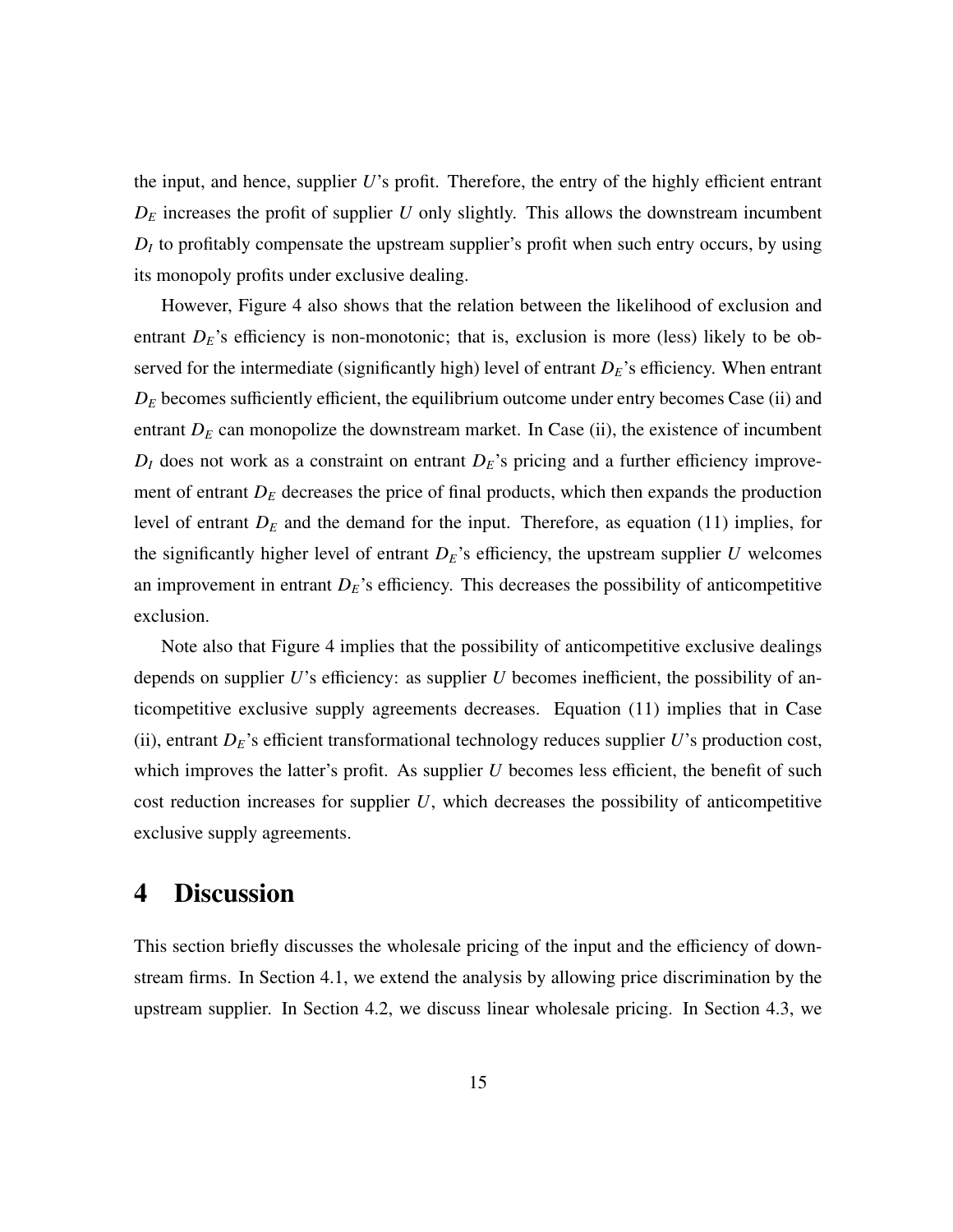the input, and hence, supplier $U$'s profit. Therefore, the entry of the highly efficient entrant $D_E$ increases the profit of supplier $U$ only slightly. This allows the downstream incumbent $D_I$ to profitably compensate the upstream supplier's profit when such entry occurs, by using its monopoly profits under exclusive dealing.

However, Figure 4 also shows that the relation between the likelihood of exclusion and entrant $D_E$'s efficiency is non-monotonic; that is, exclusion is more (less) likely to be observed for the intermediate (significantly high) level of entrant $D_E$'s efficiency. When entrant $D_E$ becomes sufficiently efficient, the equilibrium outcome under entry becomes Case (ii) and entrant $D_E$ can monopolize the downstream market. In Case (ii), the existence of incumbent $D_I$ does not work as a constraint on entrant $D_E$'s pricing and a further efficiency improvement of entrant $D_E$ decreases the price of final products, which then expands the production level of entrant $D_E$ and the demand for the input. Therefore, as equation (11) implies, for the significantly higher level of entrant $D_E$'s efficiency, the upstream supplier $U$ welcomes an improvement in entrant $D_E$'s efficiency. This decreases the possibility of anticompetitive exclusion.

Note also that Figure 4 implies that the possibility of anticompetitive exclusive dealings depends on supplier $U$'s efficiency: as supplier $U$ becomes inefficient, the possibility of anticompetitive exclusive supply agreements decreases. Equation (11) implies that in Case (ii), entrant $D_E$'s efficient transformational technology reduces supplier $U$'s production cost, which improves the latter's profit. As supplier $U$ becomes less efficient, the benefit of such cost reduction increases for supplier $U$, which decreases the possibility of anticompetitive exclusive supply agreements.

# 4 Discussion

This section briefly discusses the wholesale pricing of the input and the efficiency of downstream firms. In Section 4.1, we extend the analysis by allowing price discrimination by the upstream supplier. In Section 4.2, we discuss linear wholesale pricing. In Section 4.3, we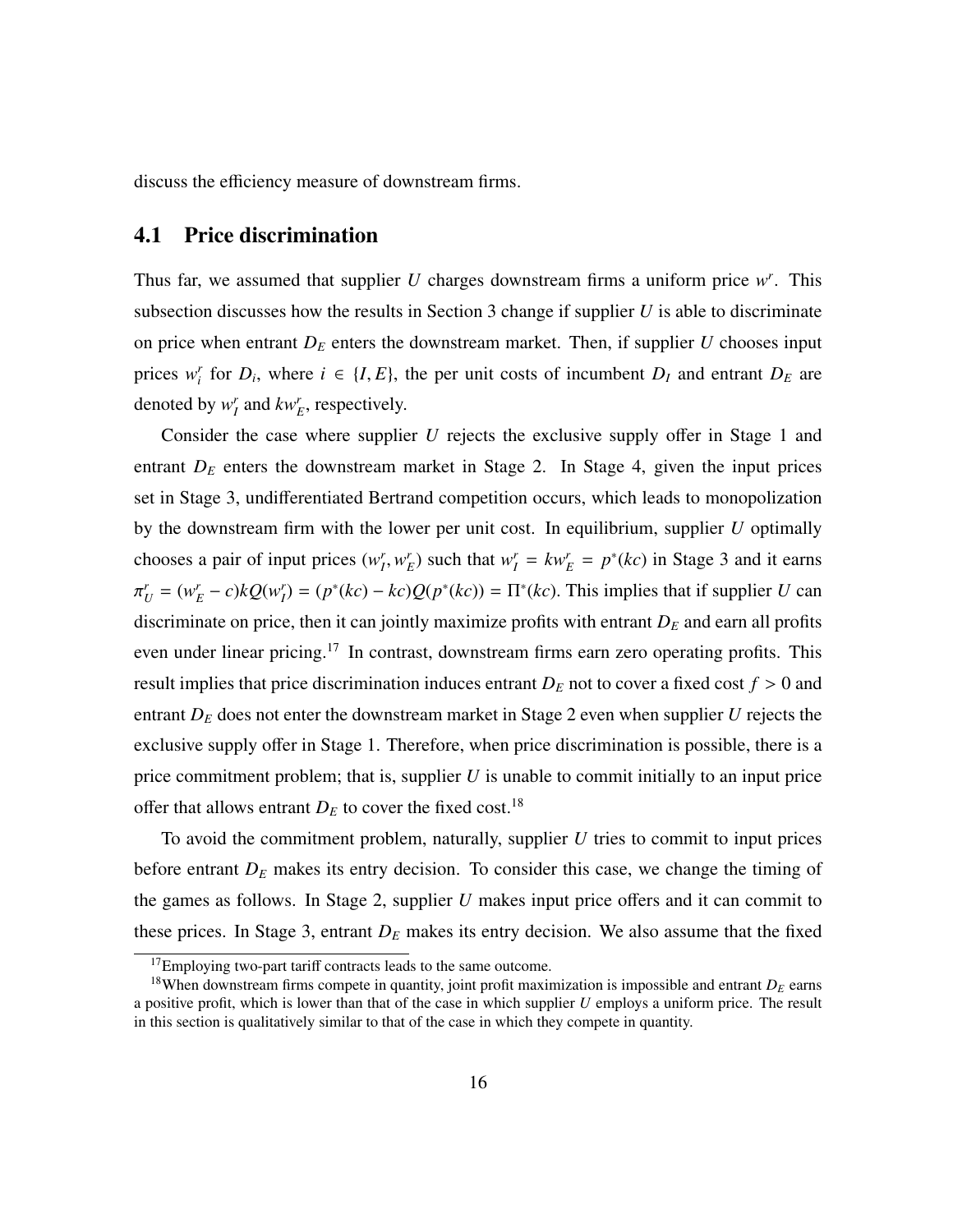discuss the efficiency measure of downstream firms.

## 4.1 Price discrimination

Thus far, we assumed that supplier $U$ charges downstream firms a uniform price $w^r$. This subsection discusses how the results in Section 3 change if supplier $U$ is able to discriminate on price when entrant $D_E$ enters the downstream market. Then, if supplier $U$ chooses input prices $w_i^r$ for $D_i$, where $i \in \{I, E\}$, the per unit costs of incumbent $D_I$ and entrant $D_E$ are denoted by $w_I^r$ and $kw_E^r$, respectively.

Consider the case where supplier $U$ rejects the exclusive supply offer in Stage 1 and entrant $D_E$ enters the downstream market in Stage 2. In Stage 4, given the input prices set in Stage 3, undifferentiated Bertrand competition occurs, which leads to monopolization by the downstream firm with the lower per unit cost. In equilibrium, supplier $U$ optimally chooses a pair of input prices $(w_I^r, w_E^r)$ such that $w_I^r = kw_E^r = p^*(kc)$ in Stage 3 and it earns $\pi_U^r = (w_E^r - c)kQ(w_I^r) = (p^*(kc) - kc)Q(p^*(kc)) = \Pi^*(kc)$. This implies that if supplier $U$ can discriminate on price, then it can jointly maximize profits with entrant $D_E$ and earn all profits even under linear pricing.[17] In contrast, downstream firms earn zero operating profits. This result implies that price discrimination induces entrant $D_E$ not to cover a fixed cost $f > 0$ and entrant $D_E$ does not enter the downstream market in Stage 2 even when supplier $U$ rejects the exclusive supply offer in Stage 1. Therefore, when price discrimination is possible, there is a price commitment problem; that is, supplier $U$ is unable to commit initially to an input price offer that allows entrant $D_E$ to cover the fixed cost.[18]

To avoid the commitment problem, naturally, supplier $U$ tries to commit to input prices before entrant $D_E$ makes its entry decision. To consider this case, we change the timing of the games as follows. In Stage 2, supplier $U$ makes input price offers and it can commit to these prices. In Stage 3, entrant $D_E$ makes its entry decision. We also assume that the fixed

[17] Employing two-part tariff contracts leads to the same outcome.

[18] When downstream firms compete in quantity, joint profit maximization is impossible and entrant $D_E$ earns a positive profit, which is lower than that of the case in which supplier $U$ employs a uniform price. The result in this section is qualitatively similar to that of the case in which they compete in quantity.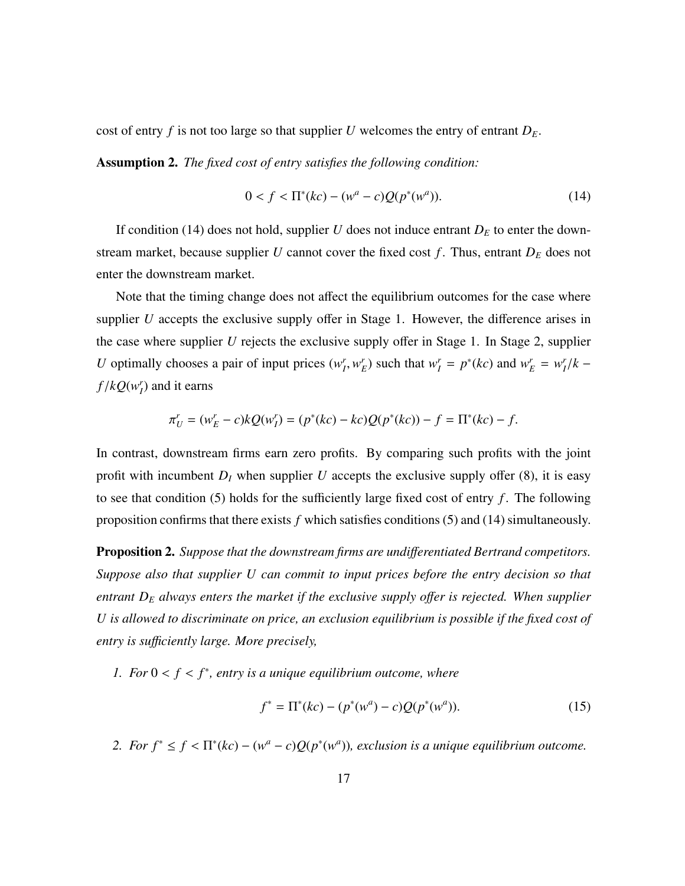cost of entry $f$ is not too large so that supplier $U$ welcomes the entry of entrant $D_E$.

**Assumption 2.** *The fixed cost of entry satisfies the following condition:*

$$0 < f < \Pi^*(kc) - (w^a - c)Q(p^*(w^a)). \tag{14}$$

If condition (14) does not hold, supplier $U$ does not induce entrant $D_E$ to enter the downstream market, because supplier $U$ cannot cover the fixed cost $f$. Thus, entrant $D_E$ does not enter the downstream market.

Note that the timing change does not affect the equilibrium outcomes for the case where supplier $U$ accepts the exclusive supply offer in Stage 1. However, the difference arises in the case where supplier $U$ rejects the exclusive supply offer in Stage 1. In Stage 2, supplier $U$ optimally chooses a pair of input prices $(w_I^r, w_E^r)$ such that $w_I^r = p^*(kc)$ and $w_E^r = w_I^r/k - f/kQ(w_I^r)$ and it earns

$$\pi_U^r = (w_E^r - c)kQ(w_I^r) = (p^*(kc) - kc)Q(p^*(kc)) - f = \Pi^*(kc) - f.$$

In contrast, downstream firms earn zero profits. By comparing such profits with the joint profit with incumbent $D_I$ when supplier $U$ accepts the exclusive supply offer (8), it is easy to see that condition (5) holds for the sufficiently large fixed cost of entry $f$. The following proposition confirms that there exists $f$ which satisfies conditions (5) and (14) simultaneously.

**Proposition 2.** *Suppose that the downstream firms are undifferentiated Bertrand competitors. Suppose also that supplier U can commit to input prices before the entry decision so that entrant $D_E$ always enters the market if the exclusive supply offer is rejected. When supplier U is allowed to discriminate on price, an exclusion equilibrium is possible if the fixed cost of entry is sufficiently large. More precisely,*

1. *For $0 < f < f^*$, entry is a unique equilibrium outcome, where*

$$f^* = \Pi^*(kc) - (p^*(w^a) - c)Q(p^*(w^a)). \tag{15}$$

2. *For $f^* \leq f < \Pi^*(kc) - (w^a - c)Q(p^*(w^a))$, exclusion is a unique equilibrium outcome.*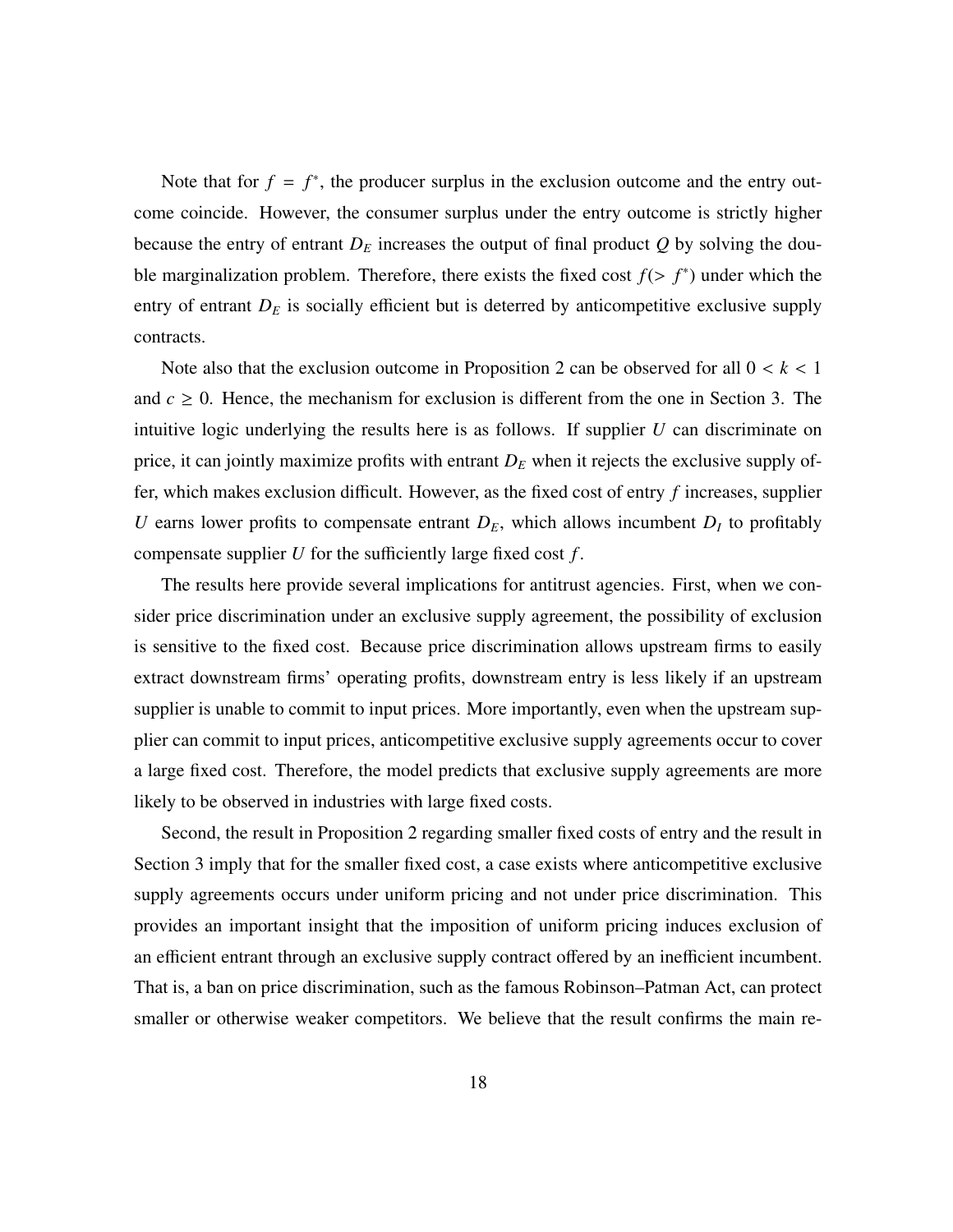Note that for $f = f^*$, the producer surplus in the exclusion outcome and the entry outcome coincide. However, the consumer surplus under the entry outcome is strictly higher because the entry of entrant $D_E$ increases the output of final product $Q$ by solving the double marginalization problem. Therefore, there exists the fixed cost $f(> f^*)$ under which the entry of entrant $D_E$ is socially efficient but is deterred by anticompetitive exclusive supply contracts.

Note also that the exclusion outcome in Proposition 2 can be observed for all $0 < k < 1$ and $c \geq 0$. Hence, the mechanism for exclusion is different from the one in Section 3. The intuitive logic underlying the results here is as follows. If supplier $U$ can discriminate on price, it can jointly maximize profits with entrant $D_E$ when it rejects the exclusive supply offer, which makes exclusion difficult. However, as the fixed cost of entry $f$ increases, supplier $U$ earns lower profits to compensate entrant $D_E$, which allows incumbent $D_I$ to profitably compensate supplier $U$ for the sufficiently large fixed cost $f$.

The results here provide several implications for antitrust agencies. First, when we consider price discrimination under an exclusive supply agreement, the possibility of exclusion is sensitive to the fixed cost. Because price discrimination allows upstream firms to easily extract downstream firms' operating profits, downstream entry is less likely if an upstream supplier is unable to commit to input prices. More importantly, even when the upstream supplier can commit to input prices, anticompetitive exclusive supply agreements occur to cover a large fixed cost. Therefore, the model predicts that exclusive supply agreements are more likely to be observed in industries with large fixed costs.

Second, the result in Proposition 2 regarding smaller fixed costs of entry and the result in Section 3 imply that for the smaller fixed cost, a case exists where anticompetitive exclusive supply agreements occurs under uniform pricing and not under price discrimination. This provides an important insight that the imposition of uniform pricing induces exclusion of an efficient entrant through an exclusive supply contract offered by an inefficient incumbent. That is, a ban on price discrimination, such as the famous Robinson–Patman Act, can protect smaller or otherwise weaker competitors. We believe that the result confirms the main re-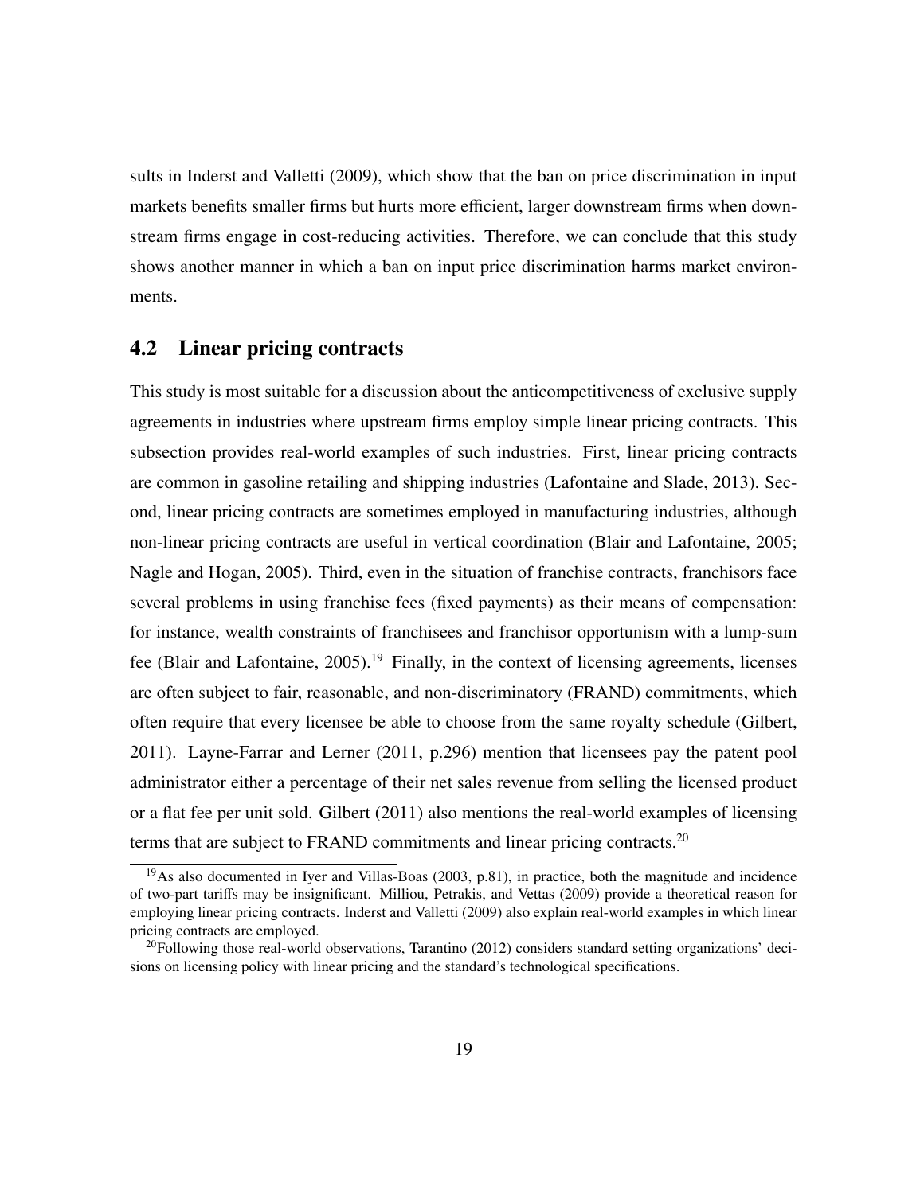sults in Inderst and Valletti (2009), which show that the ban on price discrimination in input markets benefits smaller firms but hurts more efficient, larger downstream firms when downstream firms engage in cost-reducing activities. Therefore, we can conclude that this study shows another manner in which a ban on input price discrimination harms market environments.

## 4.2 Linear pricing contracts

This study is most suitable for a discussion about the anticompetitiveness of exclusive supply agreements in industries where upstream firms employ simple linear pricing contracts. This subsection provides real-world examples of such industries. First, linear pricing contracts are common in gasoline retailing and shipping industries (Lafontaine and Slade, 2013). Second, linear pricing contracts are sometimes employed in manufacturing industries, although non-linear pricing contracts are useful in vertical coordination (Blair and Lafontaine, 2005; Nagle and Hogan, 2005). Third, even in the situation of franchise contracts, franchisors face several problems in using franchise fees (fixed payments) as their means of compensation: for instance, wealth constraints of franchisees and franchisor opportunism with a lump-sum fee (Blair and Lafontaine, 2005).[19] Finally, in the context of licensing agreements, licenses are often subject to fair, reasonable, and non-discriminatory (FRAND) commitments, which often require that every licensee be able to choose from the same royalty schedule (Gilbert, 2011). Layne-Farrar and Lerner (2011, p.296) mention that licensees pay the patent pool administrator either a percentage of their net sales revenue from selling the licensed product or a flat fee per unit sold. Gilbert (2011) also mentions the real-world examples of licensing terms that are subject to FRAND commitments and linear pricing contracts.[20]

[19] As also documented in Iyer and Villas-Boas (2003, p.81), in practice, both the magnitude and incidence of two-part tariffs may be insignificant. Milliou, Petrakis, and Vettas (2009) provide a theoretical reason for employing linear pricing contracts. Inderst and Valletti (2009) also explain real-world examples in which linear pricing contracts are employed.

[20] Following those real-world observations, Tarantino (2012) considers standard setting organizations' decisions on licensing policy with linear pricing and the standard's technological specifications.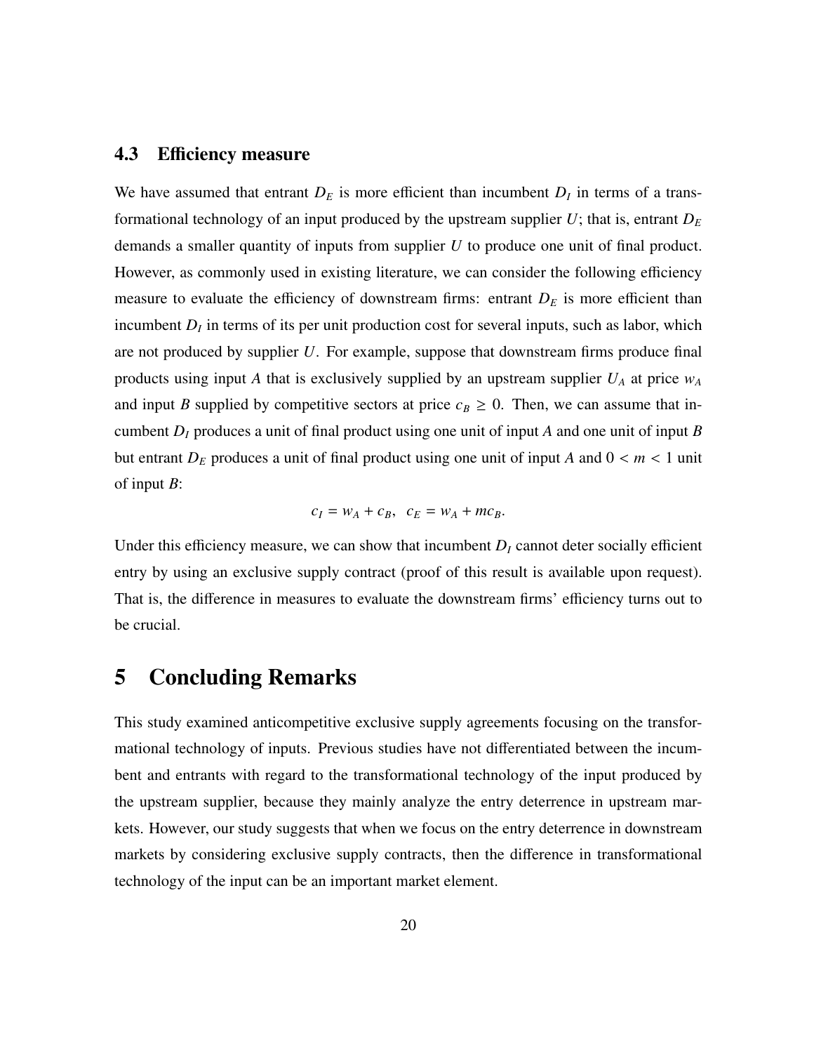### 4.3 Efficiency measure

We have assumed that entrant $D_E$ is more efficient than incumbent $D_I$ in terms of a transformational technology of an input produced by the upstream supplier $U$; that is, entrant $D_E$ demands a smaller quantity of inputs from supplier $U$ to produce one unit of final product. However, as commonly used in existing literature, we can consider the following efficiency measure to evaluate the efficiency of downstream firms: entrant $D_E$ is more efficient than incumbent $D_I$ in terms of its per unit production cost for several inputs, such as labor, which are not produced by supplier $U$. For example, suppose that downstream firms produce final products using input $A$ that is exclusively supplied by an upstream supplier $U_A$ at price $w_A$ and input $B$ supplied by competitive sectors at price $c_B \geq 0$. Then, we can assume that incumbent $D_I$ produces a unit of final product using one unit of input $A$ and one unit of input $B$ but entrant $D_E$ produces a unit of final product using one unit of input $A$ and $0 < m < 1$ unit of input $B$:

$$c_I = w_A + c_B, \quad c_E = w_A + mc_B.$$

Under this efficiency measure, we can show that incumbent $D_I$ cannot deter socially efficient entry by using an exclusive supply contract (proof of this result is available upon request). That is, the difference in measures to evaluate the downstream firms' efficiency turns out to be crucial.

# 5 Concluding Remarks

This study examined anticompetitive exclusive supply agreements focusing on the transformational technology of inputs. Previous studies have not differentiated between the incumbent and entrants with regard to the transformational technology of the input produced by the upstream supplier, because they mainly analyze the entry deterrence in upstream markets. However, our study suggests that when we focus on the entry deterrence in downstream markets by considering exclusive supply contracts, then the difference in transformational technology of the input can be an important market element.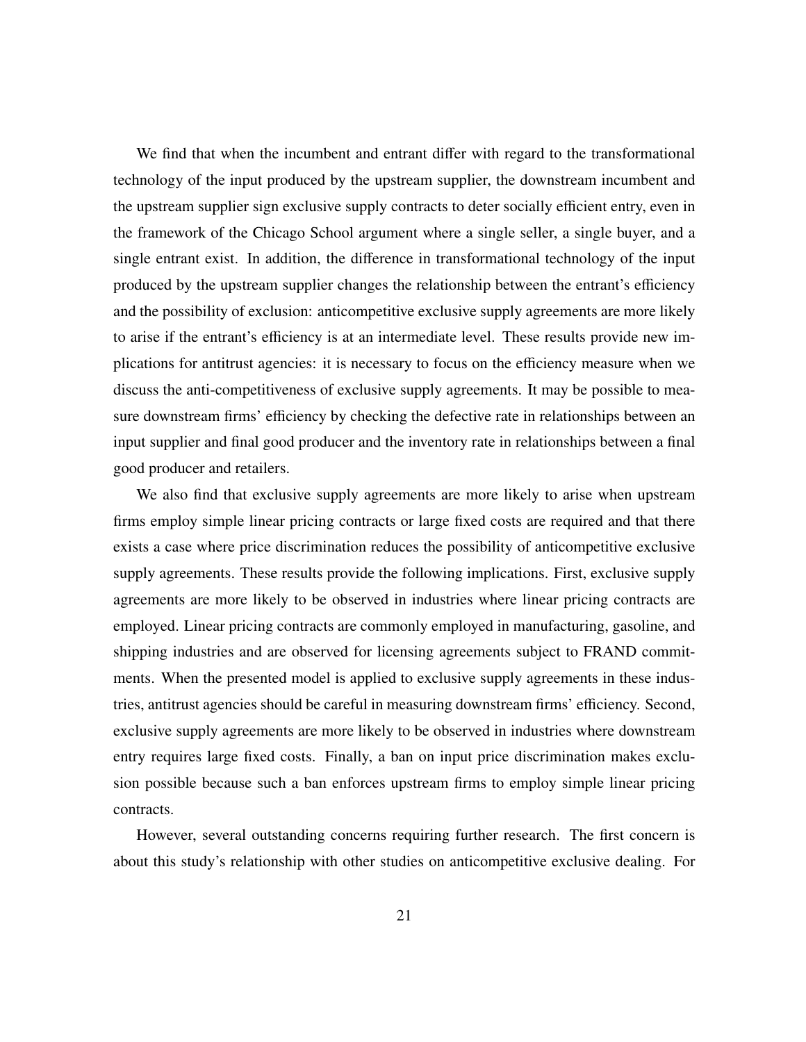We find that when the incumbent and entrant differ with regard to the transformational technology of the input produced by the upstream supplier, the downstream incumbent and the upstream supplier sign exclusive supply contracts to deter socially efficient entry, even in the framework of the Chicago School argument where a single seller, a single buyer, and a single entrant exist. In addition, the difference in transformational technology of the input produced by the upstream supplier changes the relationship between the entrant's efficiency and the possibility of exclusion: anticompetitive exclusive supply agreements are more likely to arise if the entrant's efficiency is at an intermediate level. These results provide new implications for antitrust agencies: it is necessary to focus on the efficiency measure when we discuss the anti-competitiveness of exclusive supply agreements. It may be possible to measure downstream firms' efficiency by checking the defective rate in relationships between an input supplier and final good producer and the inventory rate in relationships between a final good producer and retailers.

We also find that exclusive supply agreements are more likely to arise when upstream firms employ simple linear pricing contracts or large fixed costs are required and that there exists a case where price discrimination reduces the possibility of anticompetitive exclusive supply agreements. These results provide the following implications. First, exclusive supply agreements are more likely to be observed in industries where linear pricing contracts are employed. Linear pricing contracts are commonly employed in manufacturing, gasoline, and shipping industries and are observed for licensing agreements subject to FRAND commitments. When the presented model is applied to exclusive supply agreements in these industries, antitrust agencies should be careful in measuring downstream firms' efficiency. Second, exclusive supply agreements are more likely to be observed in industries where downstream entry requires large fixed costs. Finally, a ban on input price discrimination makes exclusion possible because such a ban enforces upstream firms to employ simple linear pricing contracts.

However, several outstanding concerns requiring further research. The first concern is about this study's relationship with other studies on anticompetitive exclusive dealing. For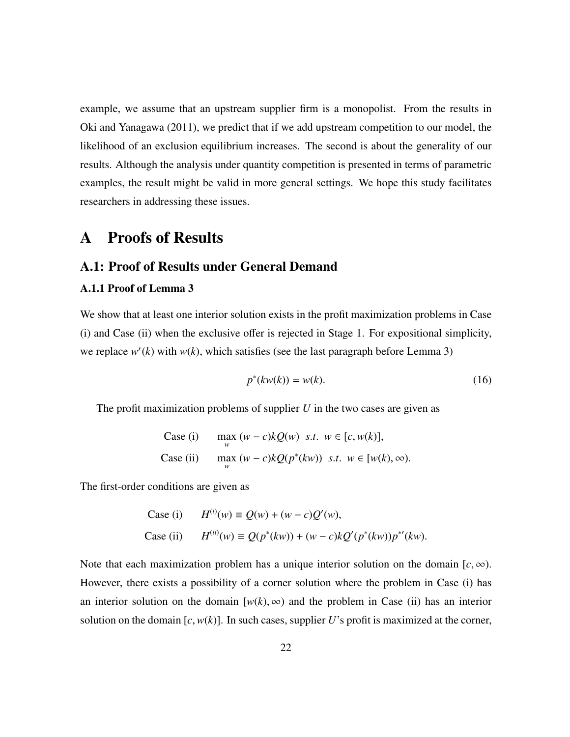example, we assume that an upstream supplier firm is a monopolist. From the results in Oki and Yanagawa (2011), we predict that if we add upstream competition to our model, the likelihood of an exclusion equilibrium increases. The second is about the generality of our results. Although the analysis under quantity competition is presented in terms of parametric examples, the result might be valid in more general settings. We hope this study facilitates researchers in addressing these issues.

# A Proofs of Results

## A.1: Proof of Results under General Demand

### A.1.1 Proof of Lemma 3

We show that at least one interior solution exists in the profit maximization problems in Case (i) and Case (ii) when the exclusive offer is rejected in Stage 1. For expositional simplicity, we replace $w^r(k)$ with $w(k)$, which satisfies (see the last paragraph before Lemma 3)

$$p^*(kw(k)) = w(k). \tag{16}$$

The profit maximization problems of supplier $U$ in the two cases are given as

$$\text{Case (i)} \qquad \max_{w}\ (w-c)kQ(w) \ \ s.t.\ \ w \in [c, w(k)],$$

$$\text{Case (ii)} \qquad \max_{w}\ (w-c)kQ(p^*(kw)) \ \ s.t.\ \ w \in [w(k), \infty).$$

The first-order conditions are given as

$$\text{Case (i)} \qquad H^{(i)}(w) \equiv Q(w) + (w-c)Q'(w),$$

$$\text{Case (ii)} \qquad H^{(ii)}(w) \equiv Q(p^*(kw)) + (w-c)kQ'(p^*(kw))p^{*\prime}(kw).$$

Note that each maximization problem has a unique interior solution on the domain $[c, \infty)$. However, there exists a possibility of a corner solution where the problem in Case (i) has an interior solution on the domain $[w(k), \infty)$ and the problem in Case (ii) has an interior solution on the domain $[c, w(k)]$. In such cases, supplier $U$'s profit is maximized at the corner,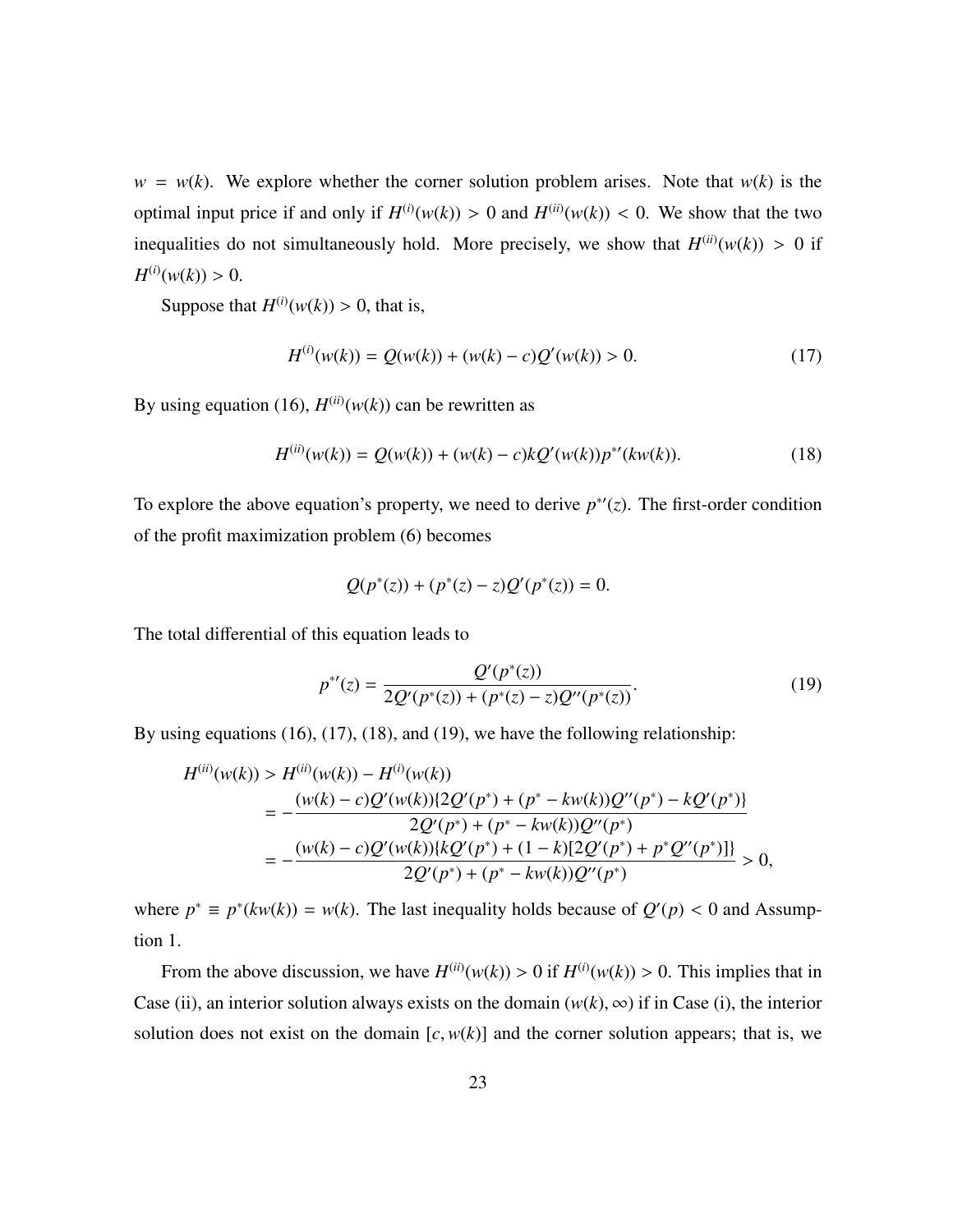$w = w(k)$. We explore whether the corner solution problem arises. Note that $w(k)$ is the optimal input price if and only if $H^{(i)}(w(k)) > 0$ and $H^{(ii)}(w(k)) < 0$. We show that the two inequalities do not simultaneously hold. More precisely, we show that $H^{(ii)}(w(k)) > 0$ if $H^{(i)}(w(k)) > 0$.

Suppose that $H^{(i)}(w(k)) > 0$, that is,

$$H^{(i)}(w(k)) = Q(w(k)) + (w(k) - c)Q'(w(k)) > 0. \tag{17}$$

By using equation (16), $H^{(ii)}(w(k))$ can be rewritten as

$$H^{(ii)}(w(k)) = Q(w(k)) + (w(k) - c)kQ'(w(k))p^{*\prime}(kw(k)). \tag{18}$$

To explore the above equation's property, we need to derive $p^{*\prime}(z)$. The first-order condition of the profit maximization problem (6) becomes

$$Q(p^*(z)) + (p^*(z) - z)Q'(p^*(z)) = 0.$$

The total differential of this equation leads to

$$p^{*\prime}(z) = \frac{Q'(p^*(z))}{2Q'(p^*(z)) + (p^*(z) - z)Q''(p^*(z))}. \tag{19}$$

By using equations (16), (17), (18), and (19), we have the following relationship:

$$\begin{aligned}
H^{(ii)}(w(k)) &> H^{(ii)}(w(k)) - H^{(i)}(w(k)) \\
&= -\frac{(w(k) - c)Q'(w(k))\{2Q'(p^*) + (p^* - kw(k))Q''(p^*) - kQ'(p^*)\}}{2Q'(p^*) + (p^* - kw(k))Q''(p^*)} \\
&= -\frac{(w(k) - c)Q'(w(k))\{kQ'(p^*) + (1 - k)[2Q'(p^*) + p^*Q''(p^*)]\}}{2Q'(p^*) + (p^* - kw(k))Q''(p^*)} > 0,
\end{aligned}$$

where $p^* \equiv p^*(kw(k)) = w(k)$. The last inequality holds because of $Q'(p) < 0$ and Assumption 1.

From the above discussion, we have $H^{(ii)}(w(k)) > 0$ if $H^{(i)}(w(k)) > 0$. This implies that in Case (ii), an interior solution always exists on the domain $(w(k), \infty)$ if in Case (i), the interior solution does not exist on the domain $[c, w(k)]$ and the corner solution appears; that is, we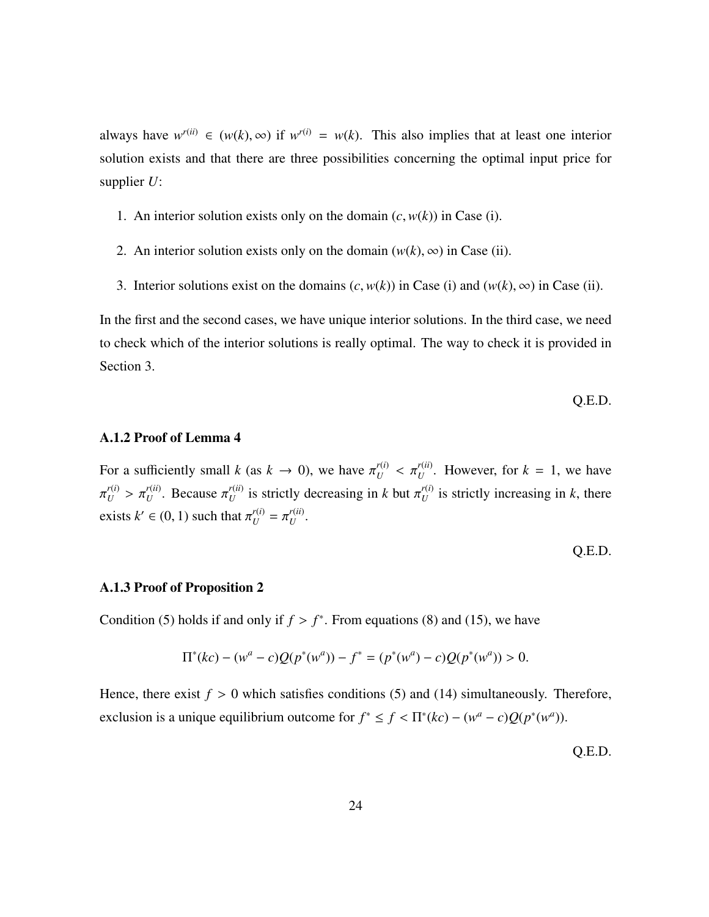always have $w^{r(ii)} \in (w(k), \infty)$ if $w^{r(i)} = w(k)$. This also implies that at least one interior solution exists and that there are three possibilities concerning the optimal input price for supplier $U$:

1. An interior solution exists only on the domain $(c, w(k))$ in Case (i).
2. An interior solution exists only on the domain $(w(k), \infty)$ in Case (ii).
3. Interior solutions exist on the domains $(c, w(k))$ in Case (i) and $(w(k), \infty)$ in Case (ii).

In the first and the second cases, we have unique interior solutions. In the third case, we need to check which of the interior solutions is really optimal. The way to check it is provided in Section 3.

Q.E.D.

### A.1.2 Proof of Lemma 4

For a sufficiently small $k$ (as $k \to 0$), we have $\pi_U^{r(i)} < \pi_U^{r(ii)}$. However, for $k = 1$, we have $\pi_U^{r(i)} > \pi_U^{r(ii)}$. Because $\pi_U^{r(ii)}$ is strictly decreasing in $k$ but $\pi_U^{r(i)}$ is strictly increasing in $k$, there exists $k' \in (0, 1)$ such that $\pi_U^{r(i)} = \pi_U^{r(ii)}$.

Q.E.D.

### A.1.3 Proof of Proposition 2

Condition (5) holds if and only if $f > f^*$. From equations (8) and (15), we have

$$\Pi^*(kc) - (w^a - c)Q(p^*(w^a)) - f^* = (p^*(w^a) - c)Q(p^*(w^a)) > 0.$$

Hence, there exist $f > 0$ which satisfies conditions (5) and (14) simultaneously. Therefore, exclusion is a unique equilibrium outcome for $f^* \leq f < \Pi^*(kc) - (w^a - c)Q(p^*(w^a))$.

Q.E.D.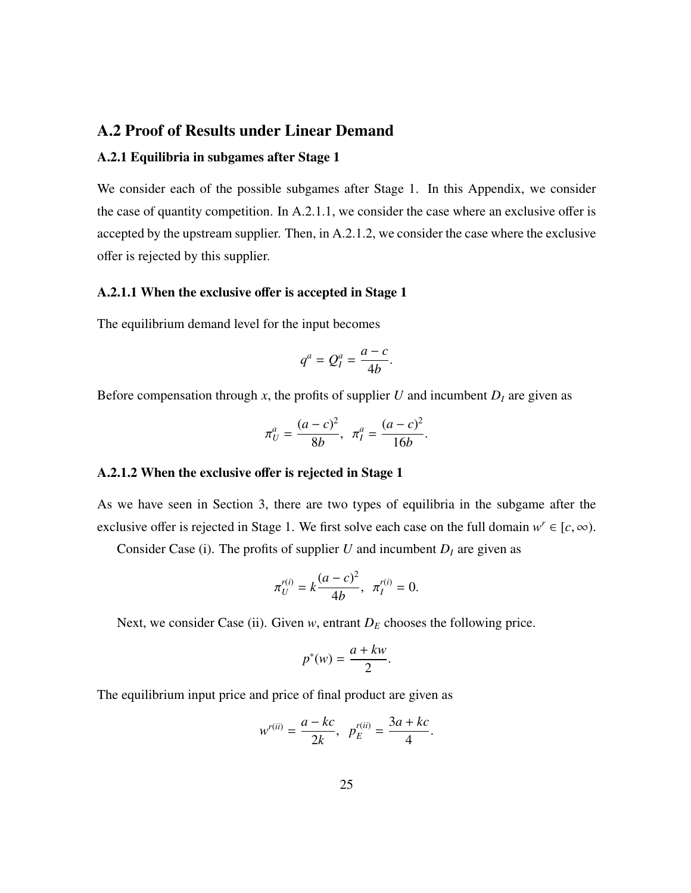## A.2 Proof of Results under Linear Demand

### A.2.1 Equilibria in subgames after Stage 1

We consider each of the possible subgames after Stage 1. In this Appendix, we consider the case of quantity competition. In A.2.1.1, we consider the case where an exclusive offer is accepted by the upstream supplier. Then, in A.2.1.2, we consider the case where the exclusive offer is rejected by this supplier.

#### A.2.1.1 When the exclusive offer is accepted in Stage 1

The equilibrium demand level for the input becomes

$$q^a = Q_I^a = \frac{a-c}{4b}.$$

Before compensation through $x$, the profits of supplier $U$ and incumbent $D_I$ are given as

$$\pi_U^a = \frac{(a-c)^2}{8b}, \;\; \pi_I^a = \frac{(a-c)^2}{16b}.$$

#### A.2.1.2 When the exclusive offer is rejected in Stage 1

As we have seen in Section 3, there are two types of equilibria in the subgame after the exclusive offer is rejected in Stage 1. We first solve each case on the full domain $w^r \in [c, \infty)$.

Consider Case (i). The profits of supplier $U$ and incumbent $D_I$ are given as

$$\pi_U^{r(i)} = k\frac{(a-c)^2}{4b}, \;\; \pi_I^{r(i)} = 0.$$

Next, we consider Case (ii). Given $w$, entrant $D_E$ chooses the following price.

$$p^*(w) = \frac{a+kw}{2}.$$

The equilibrium input price and price of final product are given as

$$w^{r(ii)} = \frac{a-kc}{2k}, \;\; p_E^{r(ii)} = \frac{3a+kc}{4}.$$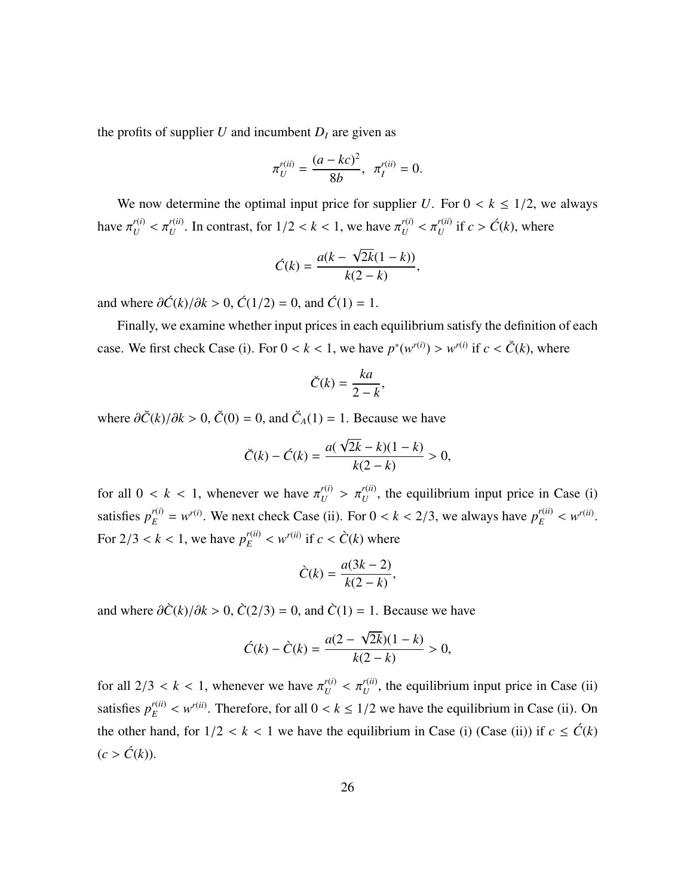the profits of supplier $U$ and incumbent $D_I$ are given as

$$\pi_U^{r(ii)} = \frac{(a - kc)^2}{8b}, \;\; \pi_I^{r(ii)} = 0.$$

We now determine the optimal input price for supplier $U$. For $0 < k \leq 1/2$, we always have $\pi_U^{r(i)} < \pi_U^{r(ii)}$. In contrast, for $1/2 < k < 1$, we have $\pi_U^{r(i)} < \pi_U^{r(ii)}$ if $c > \acute{C}(k)$, where

$$\acute{C}(k) = \frac{a(k - \sqrt{2k}(1 - k))}{k(2 - k)},$$

and where $\partial \acute{C}(k)/\partial k > 0$, $\acute{C}(1/2) = 0$, and $\acute{C}(1) = 1$.

Finally, we examine whether input prices in each equilibrium satisfy the definition of each case. We first check Case (i). For $0 < k < 1$, we have $p^*(w^{r(i)}) > w^{r(i)}$ if $c < \breve{C}(k)$, where

$$\breve{C}(k) = \frac{ka}{2 - k},$$

where $\partial \breve{C}(k)/\partial k > 0$, $\breve{C}(0) = 0$, and $\breve{C}_A(1) = 1$. Because we have

$$\breve{C}(k) - \acute{C}(k) = \frac{a(\sqrt{2k} - k)(1 - k)}{k(2 - k)} > 0,$$

for all $0 < k < 1$, whenever we have $\pi_U^{r(i)} > \pi_U^{r(ii)}$, the equilibrium input price in Case (i) satisfies $p_E^{r(i)} = w^{r(i)}$. We next check Case (ii). For $0 < k < 2/3$, we always have $p_E^{r(ii)} < w^{r(ii)}$. For $2/3 < k < 1$, we have $p_E^{r(ii)} < w^{r(ii)}$ if $c < \grave{C}(k)$ where

$$\grave{C}(k) = \frac{a(3k - 2)}{k(2 - k)},$$

and where $\partial \grave{C}(k)/\partial k > 0$, $\grave{C}(2/3) = 0$, and $\grave{C}(1) = 1$. Because we have

$$\acute{C}(k) - \grave{C}(k) = \frac{a(2 - \sqrt{2k})(1 - k)}{k(2 - k)} > 0,$$

for all $2/3 < k < 1$, whenever we have $\pi_U^{r(i)} < \pi_U^{r(ii)}$, the equilibrium input price in Case (ii) satisfies $p_E^{r(ii)} < w^{r(ii)}$. Therefore, for all $0 < k \leq 1/2$ we have the equilibrium in Case (ii). On the other hand, for $1/2 < k < 1$ we have the equilibrium in Case (i) (Case (ii)) if $c \leq \acute{C}(k)$ ($c > \acute{C}(k)$).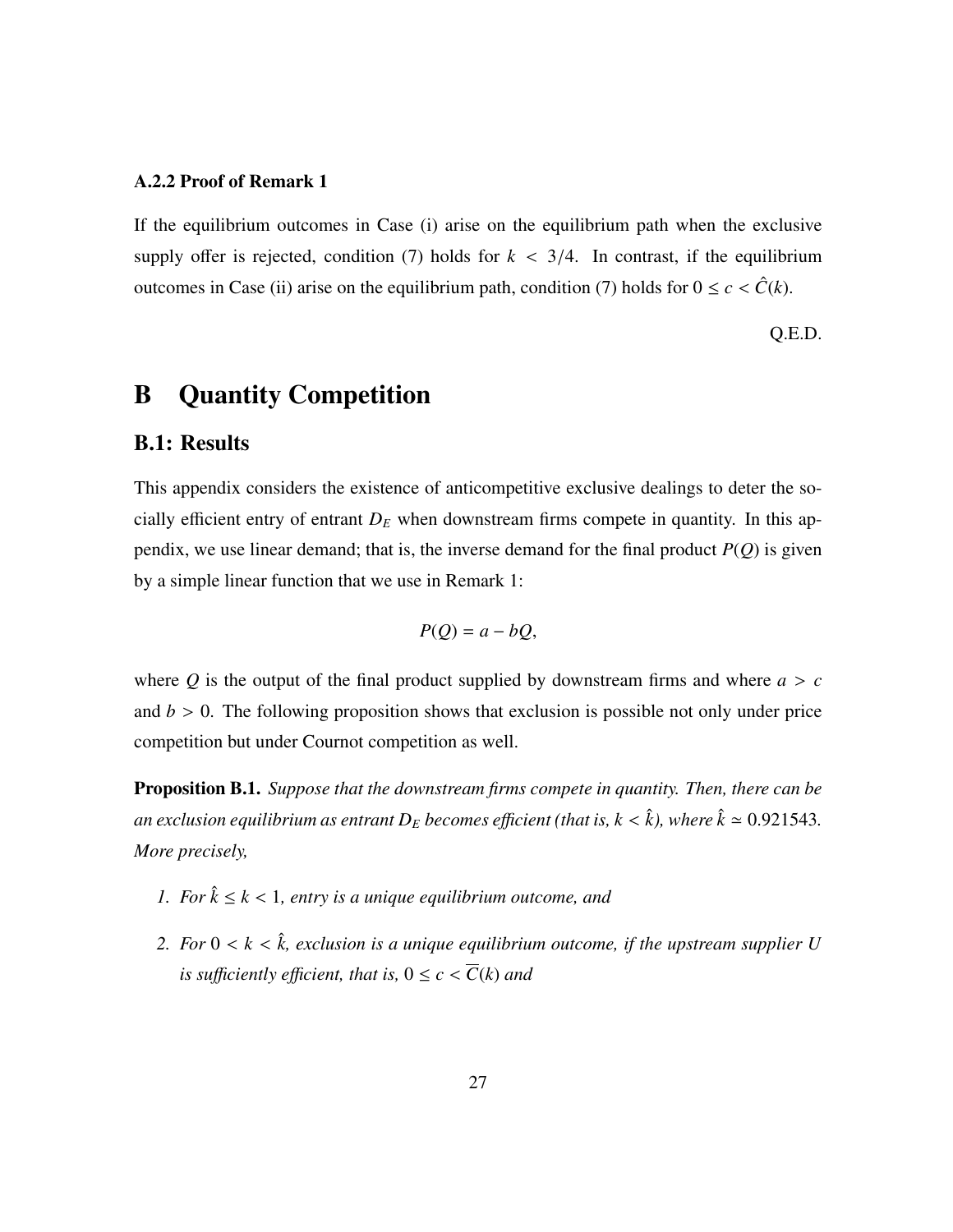#### A.2.2 Proof of Remark 1

If the equilibrium outcomes in Case (i) arise on the equilibrium path when the exclusive supply offer is rejected, condition (7) holds for $k < 3/4$. In contrast, if the equilibrium outcomes in Case (ii) arise on the equilibrium path, condition (7) holds for $0 \leq c < \hat{C}(k)$.

Q.E.D.

# B Quantity Competition

## B.1: Results

This appendix considers the existence of anticompetitive exclusive dealings to deter the socially efficient entry of entrant $D_E$ when downstream firms compete in quantity. In this appendix, we use linear demand; that is, the inverse demand for the final product $P(Q)$ is given by a simple linear function that we use in Remark 1:

$$P(Q) = a - bQ,$$

where $Q$ is the output of the final product supplied by downstream firms and where $a > c$ and $b > 0$. The following proposition shows that exclusion is possible not only under price competition but under Cournot competition as well.

**Proposition B.1.** *Suppose that the downstream firms compete in quantity. Then, there can be an exclusion equilibrium as entrant $D_E$ becomes efficient (that is, $k < \hat{k}$), where $\hat{k} \simeq 0.921543$. More precisely,*

1. *For $\hat{k} \leq k < 1$, entry is a unique equilibrium outcome, and*
2. *For $0 < k < \hat{k}$, exclusion is a unique equilibrium outcome, if the upstream supplier $U$ is sufficiently efficient, that is, $0 \leq c < \overline{C}(k)$ and*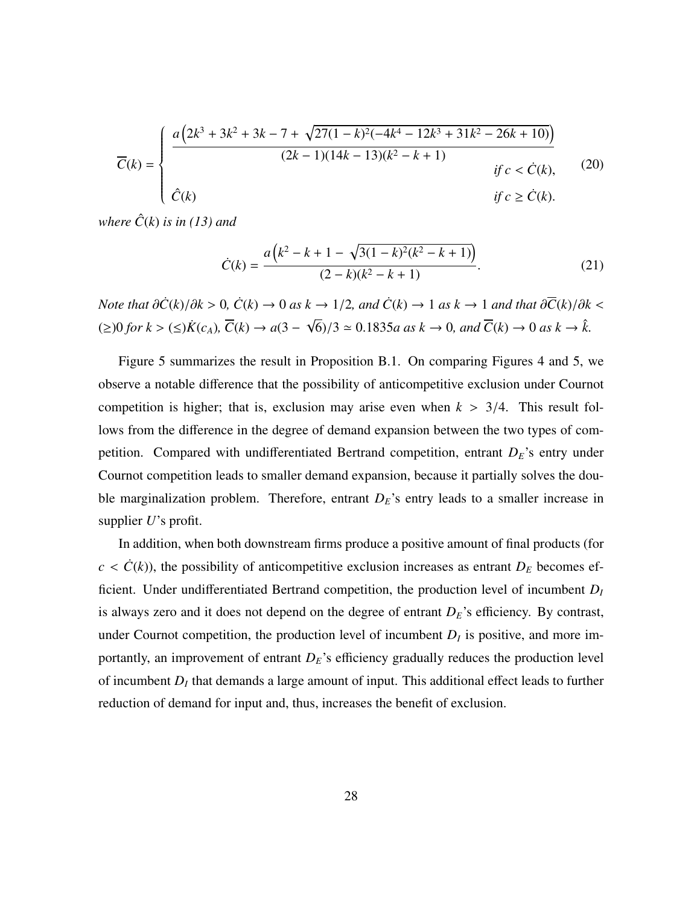$$\overline{C}(k) = \begin{cases} \dfrac{a\left(2k^3 + 3k^2 + 3k - 7 + \sqrt{27(1-k)^2(-4k^4 - 12k^3 + 31k^2 - 26k + 10)}\right)}{(2k-1)(14k-13)(k^2-k+1)} & \text{if } c < \dot{C}(k), \\ \hat{C}(k) & \text{if } c \geq \dot{C}(k). \end{cases} \tag{20}$$

*where $\hat{C}(k)$ is in (13) and*

$$\dot{C}(k) = \frac{a\left(k^2 - k + 1 - \sqrt{3(1-k)^2(k^2-k+1)}\right)}{(2-k)(k^2-k+1)}. \tag{21}$$

*Note that $\partial\dot{C}(k)/\partial k > 0$, $\dot{C}(k) \to 0$ as $k \to 1/2$, and $\dot{C}(k) \to 1$ as $k \to 1$ and that $\partial\overline{C}(k)/\partial k <$ $(\geq) 0$ for $k > (\leq)\dot{K}(c_A)$, $\overline{C}(k) \to a(3 - \sqrt{6})/3 \simeq 0.1835a$ as $k \to 0$, and $\overline{C}(k) \to 0$ as $k \to \hat{k}$.*

Figure 5 summarizes the result in Proposition B.1. On comparing Figures 4 and 5, we observe a notable difference that the possibility of anticompetitive exclusion under Cournot competition is higher; that is, exclusion may arise even when $k > 3/4$. This result follows from the difference in the degree of demand expansion between the two types of competition. Compared with undifferentiated Bertrand competition, entrant $D_E$'s entry under Cournot competition leads to smaller demand expansion, because it partially solves the double marginalization problem. Therefore, entrant $D_E$'s entry leads to a smaller increase in supplier $U$'s profit.

In addition, when both downstream firms produce a positive amount of final products (for $c < \dot{C}(k)$), the possibility of anticompetitive exclusion increases as entrant $D_E$ becomes efficient. Under undifferentiated Bertrand competition, the production level of incumbent $D_I$ is always zero and it does not depend on the degree of entrant $D_E$'s efficiency. By contrast, under Cournot competition, the production level of incumbent $D_I$ is positive, and more importantly, an improvement of entrant $D_E$'s efficiency gradually reduces the production level of incumbent $D_I$ that demands a large amount of input. This additional effect leads to further reduction of demand for input and, thus, increases the benefit of exclusion.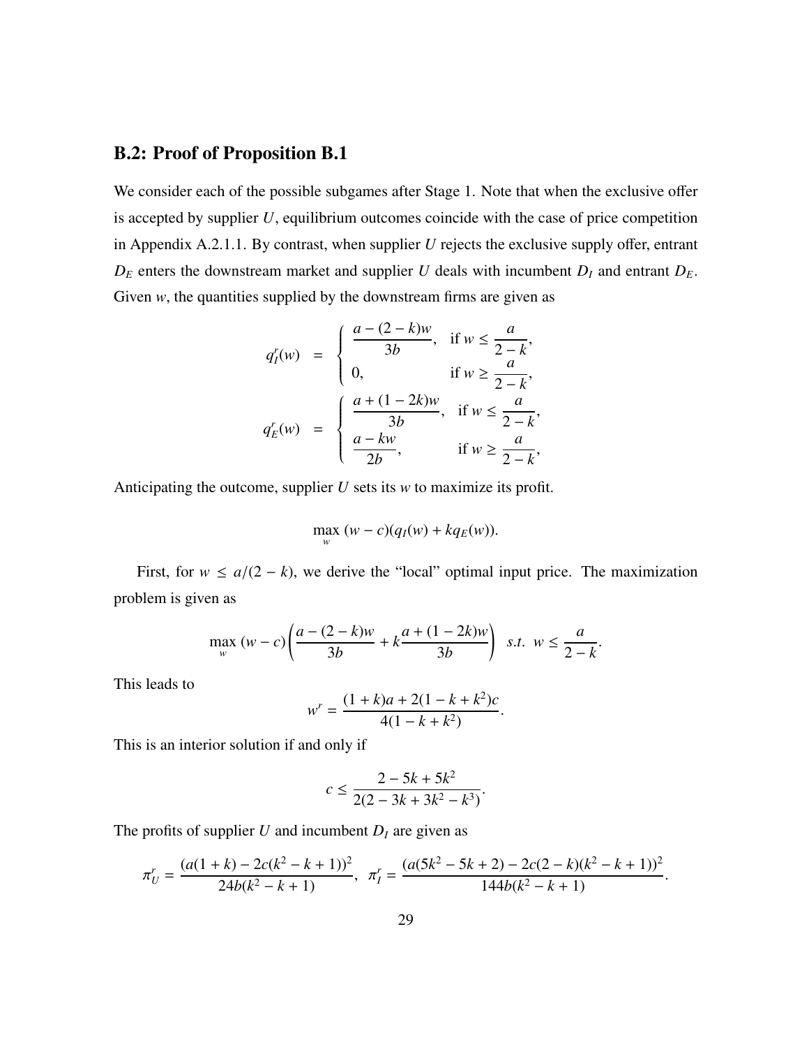## B.2: Proof of Proposition B.1

We consider each of the possible subgames after Stage 1. Note that when the exclusive offer is accepted by supplier $U$, equilibrium outcomes coincide with the case of price competition in Appendix A.2.1.1. By contrast, when supplier $U$ rejects the exclusive supply offer, entrant $D_E$ enters the downstream market and supplier $U$ deals with incumbent $D_I$ and entrant $D_E$. Given $w$, the quantities supplied by the downstream firms are given as

$$
q_I^r(w) = \begin{cases} \dfrac{a-(2-k)w}{3b}, & \text{if } w \leq \dfrac{a}{2-k}, \\ 0, & \text{if } w \geq \dfrac{a}{2-k}, \end{cases}
$$

$$
q_E^r(w) = \begin{cases} \dfrac{a+(1-2k)w}{3b}, & \text{if } w \leq \dfrac{a}{2-k}, \\ \dfrac{a-kw}{2b}, & \text{if } w \geq \dfrac{a}{2-k}, \end{cases}
$$

Anticipating the outcome, supplier $U$ sets its $w$ to maximize its profit.

$$
\max_w \; (w-c)(q_I(w)+kq_E(w)).
$$

First, for $w \leq a/(2-k)$, we derive the "local" optimal input price. The maximization problem is given as

$$
\max_w \; (w-c)\left(\frac{a-(2-k)w}{3b} + k\frac{a+(1-2k)w}{3b}\right) \;\; s.t. \;\; w \leq \frac{a}{2-k}.
$$

This leads to

$$
w^r = \frac{(1+k)a + 2(1-k+k^2)c}{4(1-k+k^2)}.
$$

This is an interior solution if and only if

$$
c \leq \frac{2-5k+5k^2}{2(2-3k+3k^2-k^3)}.
$$

The profits of supplier $U$ and incumbent $D_I$ are given as

$$
\pi_U^r = \frac{(a(1+k)-2c(k^2-k+1))^2}{24b(k^2-k+1)}, \;\; \pi_I^r = \frac{(a(5k^2-5k+2)-2c(2-k)(k^2-k+1))^2}{144b(k^2-k+1)}.
$$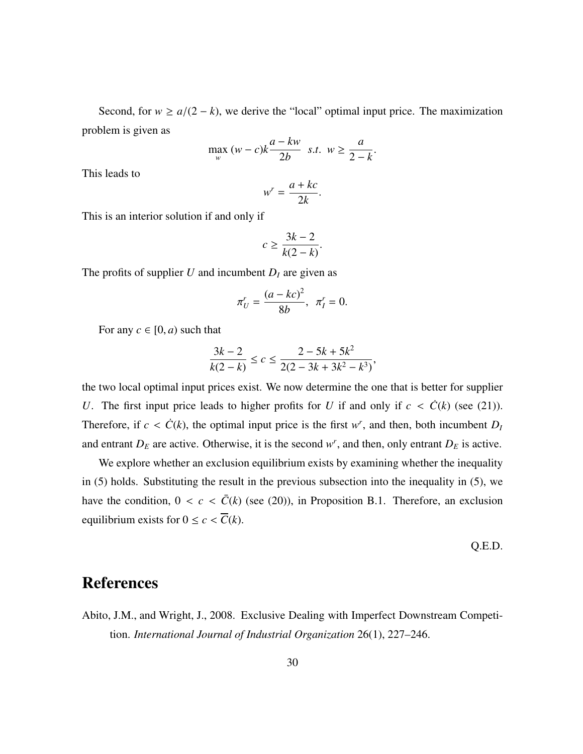Second, for $w \geq a/(2-k)$, we derive the "local" optimal input price. The maximization problem is given as

$$\max_{w} \ (w-c)k\frac{a-kw}{2b} \ \ s.t. \ \ w \geq \frac{a}{2-k}.$$

This leads to

$$w^r = \frac{a+kc}{2k}.$$

This is an interior solution if and only if

$$c \geq \frac{3k-2}{k(2-k)}.$$

The profits of supplier $U$ and incumbent $D_I$ are given as

$$\pi_U^r = \frac{(a-kc)^2}{8b}, \ \ \pi_I^r = 0.$$

For any $c \in [0, a)$ such that

$$\frac{3k-2}{k(2-k)} \leq c \leq \frac{2-5k+5k^2}{2(2-3k+3k^2-k^3)},$$

the two local optimal input prices exist. We now determine the one that is better for supplier $U$. The first input price leads to higher profits for $U$ if and only if $c < \dot{C}(k)$ (see (21)). Therefore, if $c < \dot{C}(k)$, the optimal input price is the first $w^r$, and then, both incumbent $D_I$ and entrant $D_E$ are active. Otherwise, it is the second $w^r$, and then, only entrant $D_E$ is active.

We explore whether an exclusion equilibrium exists by examining whether the inequality in (5) holds. Substituting the result in the previous subsection into the inequality in (5), we have the condition, $0 < c < \bar{C}(k)$ (see (20)), in Proposition B.1. Therefore, an exclusion equilibrium exists for $0 \leq c < \overline{C}(k)$.

Q.E.D.

# References

Abito, J.M., and Wright, J., 2008. Exclusive Dealing with Imperfect Downstream Competition. *International Journal of Industrial Organization* 26(1), 227–246.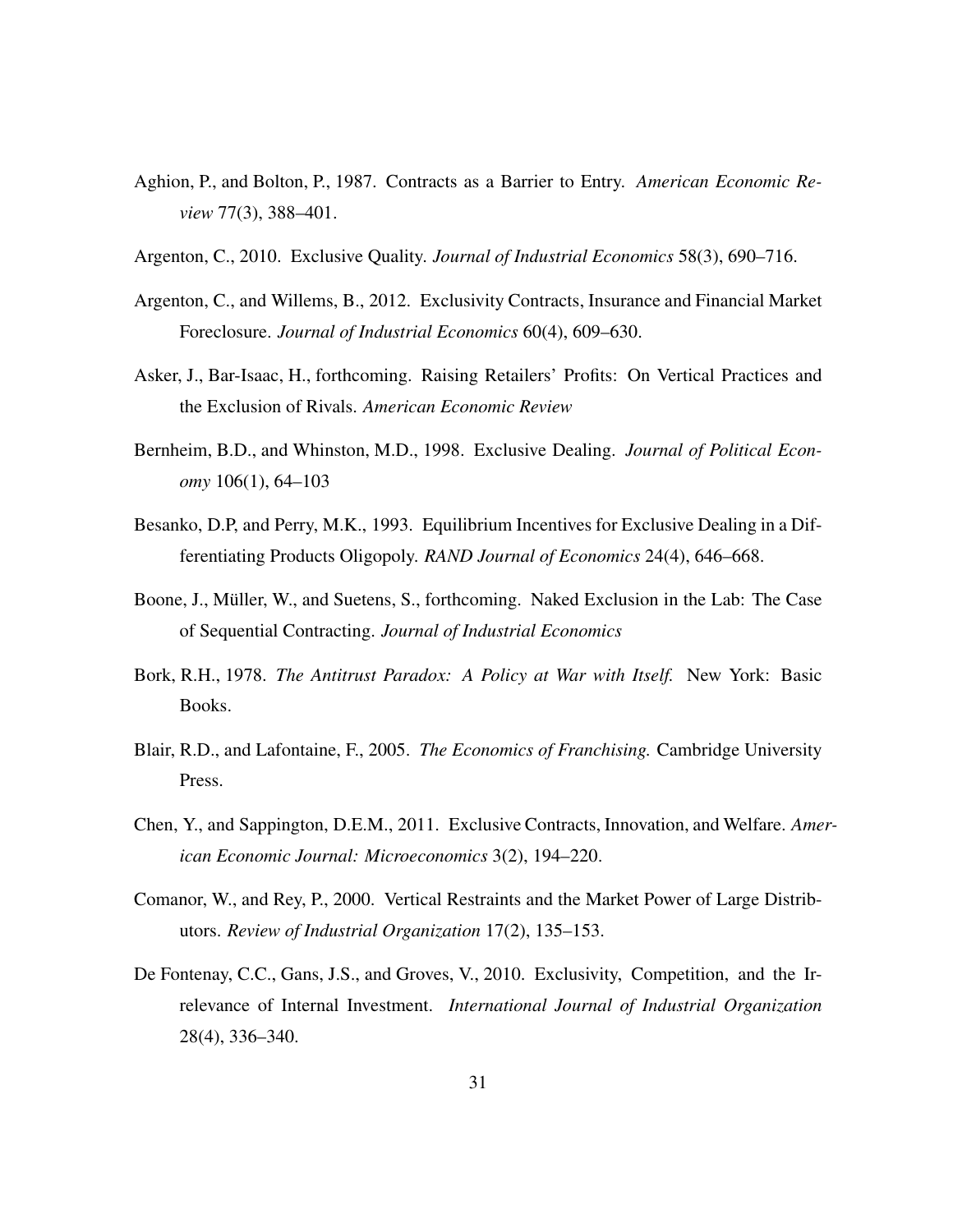Aghion, P., and Bolton, P., 1987. Contracts as a Barrier to Entry. *American Economic Review* 77(3), 388–401.

Argenton, C., 2010. Exclusive Quality. *Journal of Industrial Economics* 58(3), 690–716.

Argenton, C., and Willems, B., 2012. Exclusivity Contracts, Insurance and Financial Market Foreclosure. *Journal of Industrial Economics* 60(4), 609–630.

Asker, J., Bar-Isaac, H., forthcoming. Raising Retailers' Profits: On Vertical Practices and the Exclusion of Rivals. *American Economic Review*

Bernheim, B.D., and Whinston, M.D., 1998. Exclusive Dealing. *Journal of Political Economy* 106(1), 64–103

Besanko, D.P, and Perry, M.K., 1993. Equilibrium Incentives for Exclusive Dealing in a Differentiating Products Oligopoly. *RAND Journal of Economics* 24(4), 646–668.

Boone, J., Müller, W., and Suetens, S., forthcoming. Naked Exclusion in the Lab: The Case of Sequential Contracting. *Journal of Industrial Economics*

Bork, R.H., 1978. *The Antitrust Paradox: A Policy at War with Itself.* New York: Basic Books.

Blair, R.D., and Lafontaine, F., 2005. *The Economics of Franchising.* Cambridge University Press.

Chen, Y., and Sappington, D.E.M., 2011. Exclusive Contracts, Innovation, and Welfare. *American Economic Journal: Microeconomics* 3(2), 194–220.

Comanor, W., and Rey, P., 2000. Vertical Restraints and the Market Power of Large Distributors. *Review of Industrial Organization* 17(2), 135–153.

De Fontenay, C.C., Gans, J.S., and Groves, V., 2010. Exclusivity, Competition, and the Irrelevance of Internal Investment. *International Journal of Industrial Organization* 28(4), 336–340.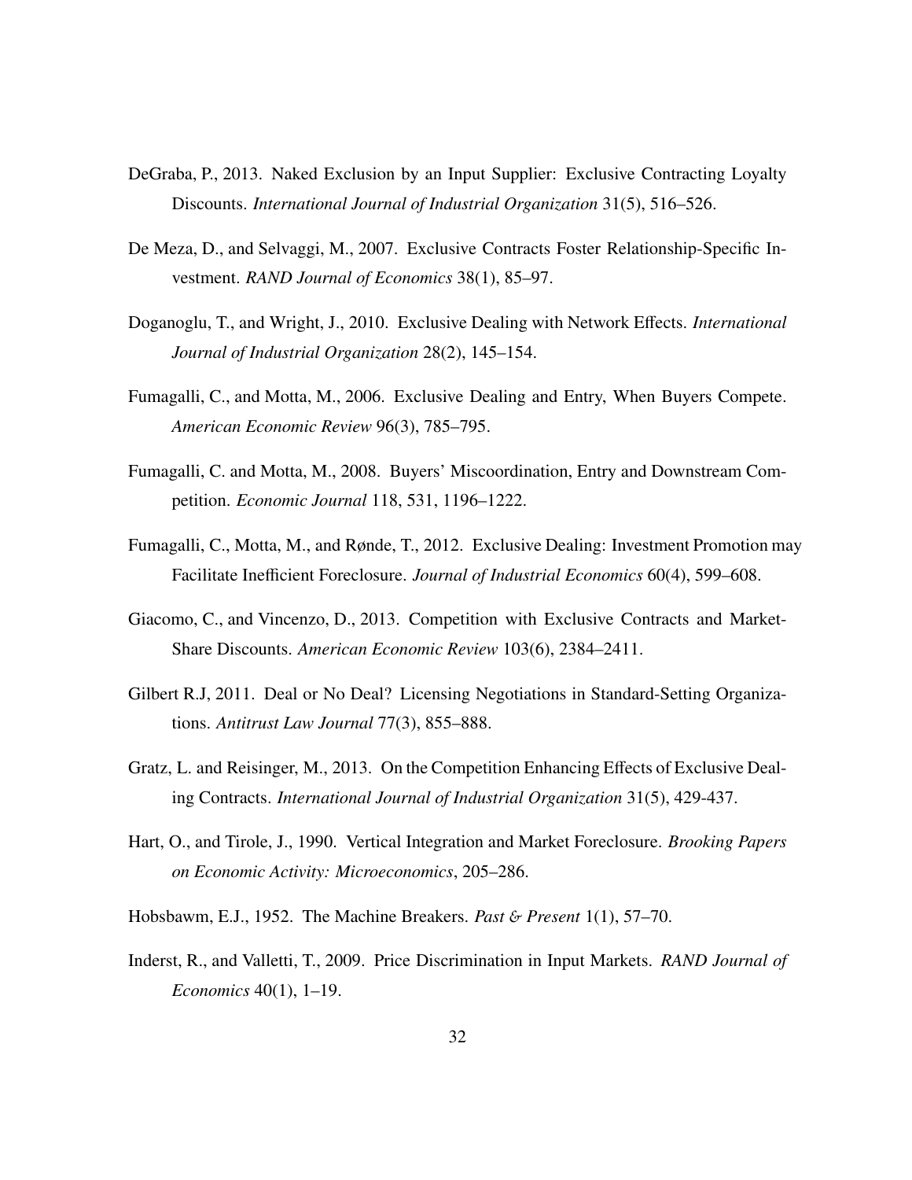DeGraba, P., 2013. Naked Exclusion by an Input Supplier: Exclusive Contracting Loyalty Discounts. *International Journal of Industrial Organization* 31(5), 516–526.

De Meza, D., and Selvaggi, M., 2007. Exclusive Contracts Foster Relationship-Specific Investment. *RAND Journal of Economics* 38(1), 85–97.

Doganoglu, T., and Wright, J., 2010. Exclusive Dealing with Network Effects. *International Journal of Industrial Organization* 28(2), 145–154.

Fumagalli, C., and Motta, M., 2006. Exclusive Dealing and Entry, When Buyers Compete. *American Economic Review* 96(3), 785–795.

Fumagalli, C. and Motta, M., 2008. Buyers' Miscoordination, Entry and Downstream Competition. *Economic Journal* 118, 531, 1196–1222.

Fumagalli, C., Motta, M., and Rønde, T., 2012. Exclusive Dealing: Investment Promotion may Facilitate Inefficient Foreclosure. *Journal of Industrial Economics* 60(4), 599–608.

Giacomo, C., and Vincenzo, D., 2013. Competition with Exclusive Contracts and Market-Share Discounts. *American Economic Review* 103(6), 2384–2411.

Gilbert R.J, 2011. Deal or No Deal? Licensing Negotiations in Standard-Setting Organizations. *Antitrust Law Journal* 77(3), 855–888.

Gratz, L. and Reisinger, M., 2013. On the Competition Enhancing Effects of Exclusive Dealing Contracts. *International Journal of Industrial Organization* 31(5), 429-437.

Hart, O., and Tirole, J., 1990. Vertical Integration and Market Foreclosure. *Brooking Papers on Economic Activity: Microeconomics*, 205–286.

Hobsbawm, E.J., 1952. The Machine Breakers. *Past & Present* 1(1), 57–70.

Inderst, R., and Valletti, T., 2009. Price Discrimination in Input Markets. *RAND Journal of Economics* 40(1), 1–19.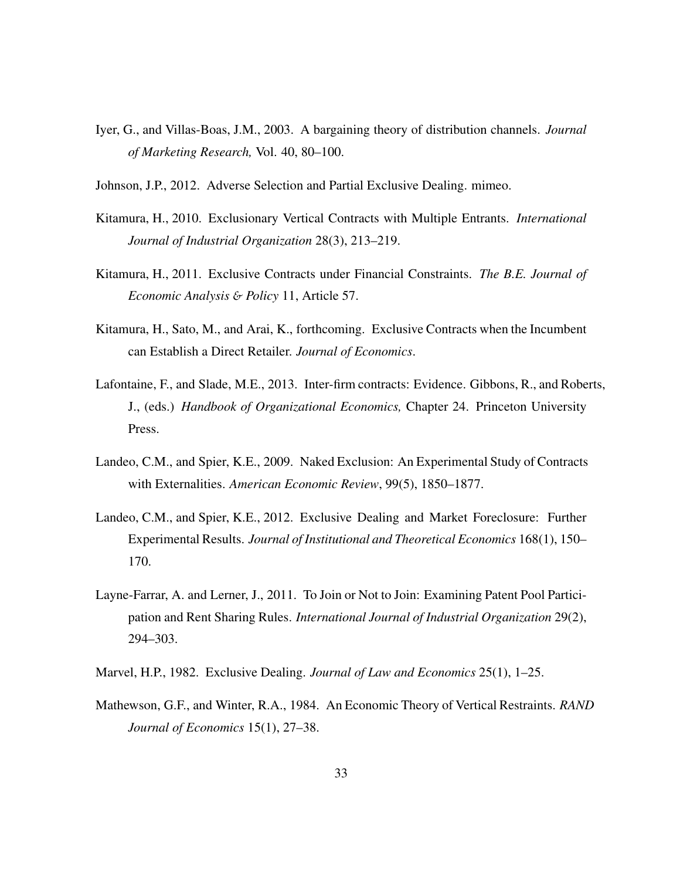Iyer, G., and Villas-Boas, J.M., 2003. A bargaining theory of distribution channels. *Journal of Marketing Research,* Vol. 40, 80–100.

Johnson, J.P., 2012. Adverse Selection and Partial Exclusive Dealing. mimeo.

Kitamura, H., 2010. Exclusionary Vertical Contracts with Multiple Entrants. *International Journal of Industrial Organization* 28(3), 213–219.

Kitamura, H., 2011. Exclusive Contracts under Financial Constraints. *The B.E. Journal of Economic Analysis & Policy* 11, Article 57.

Kitamura, H., Sato, M., and Arai, K., forthcoming. Exclusive Contracts when the Incumbent can Establish a Direct Retailer. *Journal of Economics*.

Lafontaine, F., and Slade, M.E., 2013. Inter-firm contracts: Evidence. Gibbons, R., and Roberts, J., (eds.) *Handbook of Organizational Economics,* Chapter 24. Princeton University Press.

Landeo, C.M., and Spier, K.E., 2009. Naked Exclusion: An Experimental Study of Contracts with Externalities. *American Economic Review*, 99(5), 1850–1877.

Landeo, C.M., and Spier, K.E., 2012. Exclusive Dealing and Market Foreclosure: Further Experimental Results. *Journal of Institutional and Theoretical Economics* 168(1), 150–170.

Layne-Farrar, A. and Lerner, J., 2011. To Join or Not to Join: Examining Patent Pool Participation and Rent Sharing Rules. *International Journal of Industrial Organization* 29(2), 294–303.

Marvel, H.P., 1982. Exclusive Dealing. *Journal of Law and Economics* 25(1), 1–25.

Mathewson, G.F., and Winter, R.A., 1984. An Economic Theory of Vertical Restraints. *RAND Journal of Economics* 15(1), 27–38.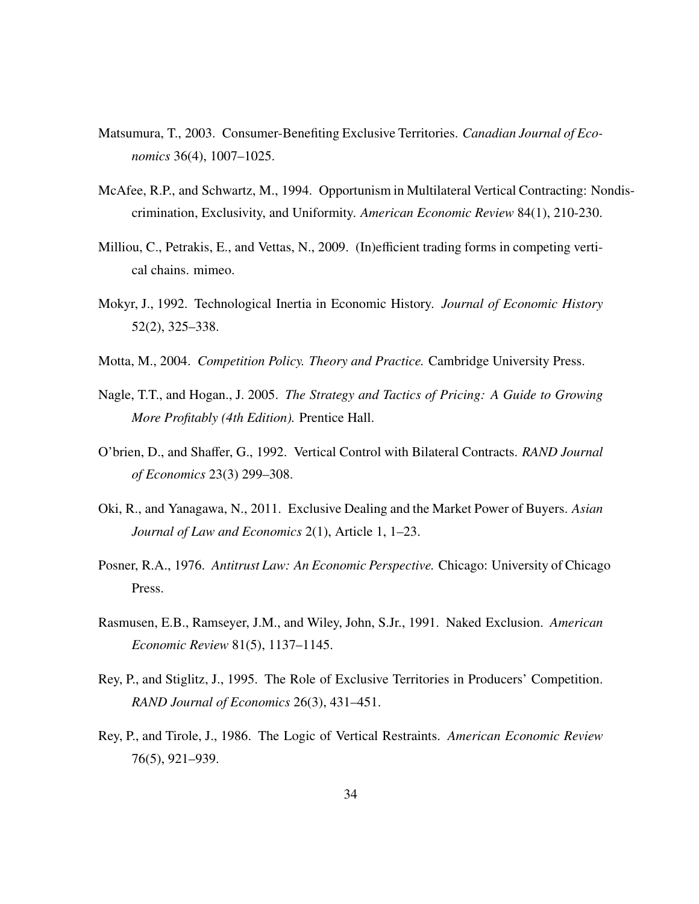Matsumura, T., 2003. Consumer-Benefiting Exclusive Territories. *Canadian Journal of Economics* 36(4), 1007–1025.

McAfee, R.P., and Schwartz, M., 1994. Opportunism in Multilateral Vertical Contracting: Nondiscrimination, Exclusivity, and Uniformity. *American Economic Review* 84(1), 210-230.

Milliou, C., Petrakis, E., and Vettas, N., 2009. (In)efficient trading forms in competing vertical chains. mimeo.

Mokyr, J., 1992. Technological Inertia in Economic History. *Journal of Economic History* 52(2), 325–338.

Motta, M., 2004. *Competition Policy. Theory and Practice.* Cambridge University Press.

Nagle, T.T., and Hogan., J. 2005. *The Strategy and Tactics of Pricing: A Guide to Growing More Profitably (4th Edition).* Prentice Hall.

O'brien, D., and Shaffer, G., 1992. Vertical Control with Bilateral Contracts. *RAND Journal of Economics* 23(3) 299–308.

Oki, R., and Yanagawa, N., 2011. Exclusive Dealing and the Market Power of Buyers. *Asian Journal of Law and Economics* 2(1), Article 1, 1–23.

Posner, R.A., 1976. *Antitrust Law: An Economic Perspective.* Chicago: University of Chicago Press.

Rasmusen, E.B., Ramseyer, J.M., and Wiley, John, S.Jr., 1991. Naked Exclusion. *American Economic Review* 81(5), 1137–1145.

Rey, P., and Stiglitz, J., 1995. The Role of Exclusive Territories in Producers' Competition. *RAND Journal of Economics* 26(3), 431–451.

Rey, P., and Tirole, J., 1986. The Logic of Vertical Restraints. *American Economic Review* 76(5), 921–939.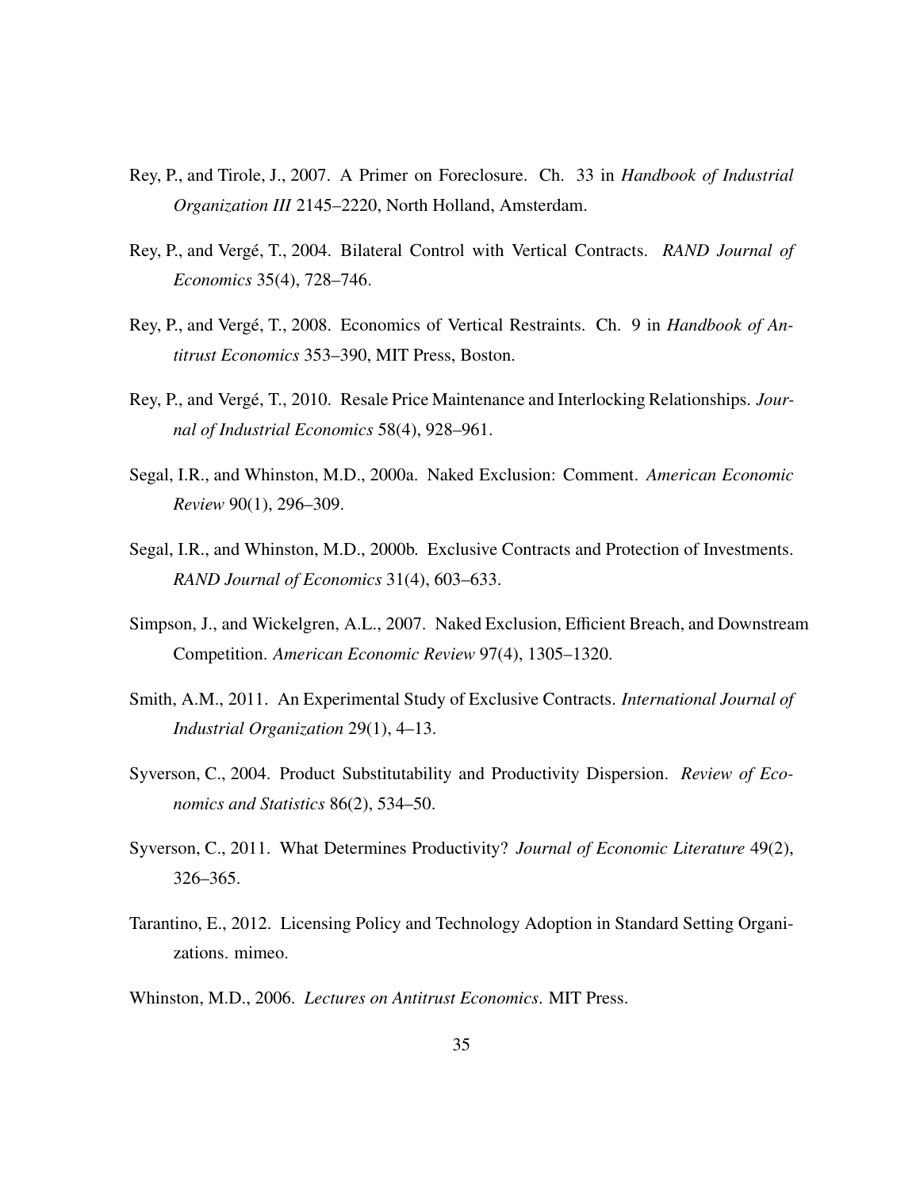Rey, P., and Tirole, J., 2007. A Primer on Foreclosure. Ch. 33 in *Handbook of Industrial Organization III* 2145–2220, North Holland, Amsterdam.

Rey, P., and Vergé, T., 2004. Bilateral Control with Vertical Contracts. *RAND Journal of Economics* 35(4), 728–746.

Rey, P., and Vergé, T., 2008. Economics of Vertical Restraints. Ch. 9 in *Handbook of Antitrust Economics* 353–390, MIT Press, Boston.

Rey, P., and Vergé, T., 2010. Resale Price Maintenance and Interlocking Relationships. *Journal of Industrial Economics* 58(4), 928–961.

Segal, I.R., and Whinston, M.D., 2000a. Naked Exclusion: Comment. *American Economic Review* 90(1), 296–309.

Segal, I.R., and Whinston, M.D., 2000b. Exclusive Contracts and Protection of Investments. *RAND Journal of Economics* 31(4), 603–633.

Simpson, J., and Wickelgren, A.L., 2007. Naked Exclusion, Efficient Breach, and Downstream Competition. *American Economic Review* 97(4), 1305–1320.

Smith, A.M., 2011. An Experimental Study of Exclusive Contracts. *International Journal of Industrial Organization* 29(1), 4–13.

Syverson, C., 2004. Product Substitutability and Productivity Dispersion. *Review of Economics and Statistics* 86(2), 534–50.

Syverson, C., 2011. What Determines Productivity? *Journal of Economic Literature* 49(2), 326–365.

Tarantino, E., 2012. Licensing Policy and Technology Adoption in Standard Setting Organizations. mimeo.

Whinston, M.D., 2006. *Lectures on Antitrust Economics*. MIT Press.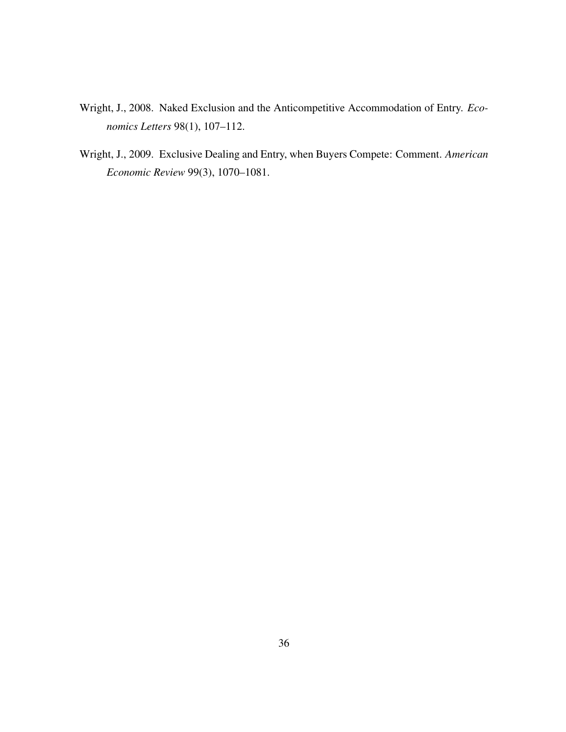Wright, J., 2008. Naked Exclusion and the Anticompetitive Accommodation of Entry. *Economics Letters* 98(1), 107–112.

Wright, J., 2009. Exclusive Dealing and Entry, when Buyers Compete: Comment. *American Economic Review* 99(3), 1070–1081.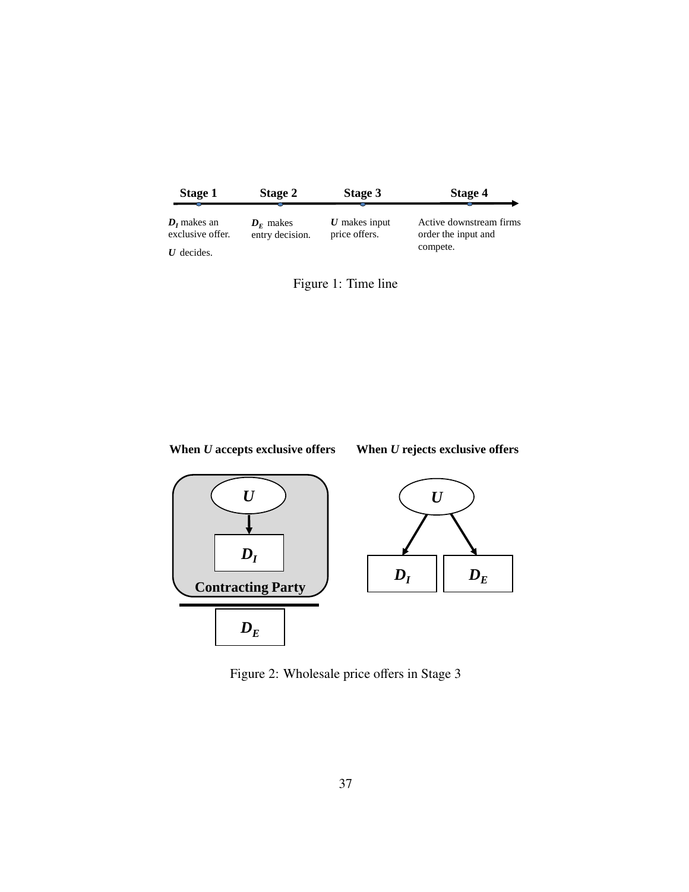**Stage 1** **Stage 2** **Stage 3** **Stage 4**

$D_I$ makes an exclusive offer.

$U$ decides.

$D_E$ makes entry decision.

$U$ makes input price offers.

Active downstream firms order the input and compete.

Figure 1: Time line

**When *U* accepts exclusive offers** **When *U* rejects exclusive offers**

$U$ → $D_I$ (Contracting Party) | $D_E$

$U$ → $D_I$, $D_E$

Figure 2: Wholesale price offers in Stage 3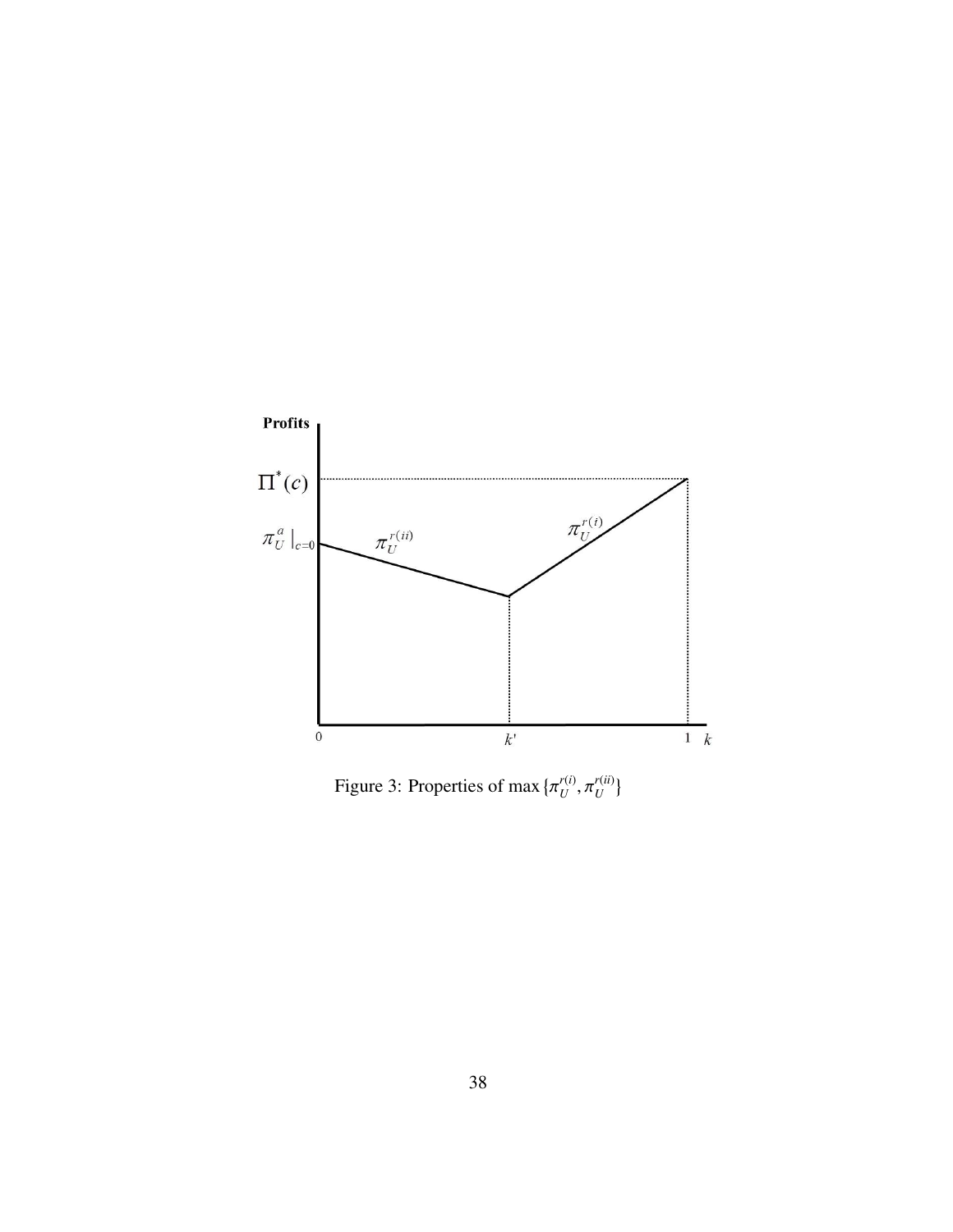Figure 3: Properties of max $\{\pi_U^{r(i)}, \pi_U^{r(ii)}\}$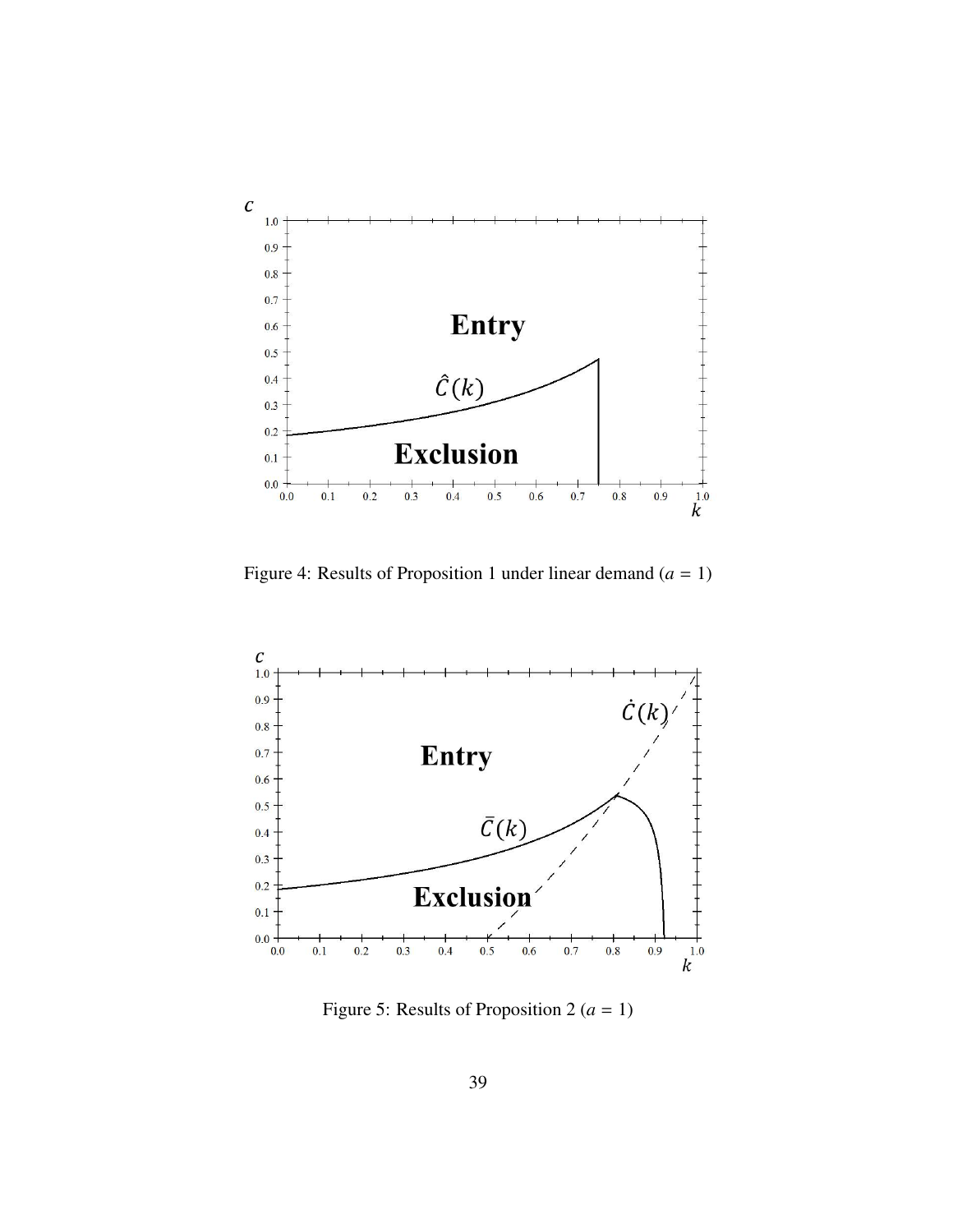$c$

1.0
0.9
0.8
0.7
0.6
0.5
0.4
0.3
0.2
0.1
0.0

0.0 0.1 0.2 0.3 0.4 0.5 0.6 0.7 0.8 0.9 1.0

$k$

**Entry**

$\hat{C}(k)$

**Exclusion**

Figure 4: Results of Proposition 1 under linear demand ($a = 1$)

$c$

1.0
0.9
0.8
0.7
0.6
0.5
0.4
0.3
0.2
0.1
0.0

0.0 0.1 0.2 0.3 0.4 0.5 0.6 0.7 0.8 0.9 1.0

$k$

$\dot{C}(k)$

**Entry**

$\bar{C}(k)$

**Exclusion**

Figure 5: Results of Proposition 2 ($a = 1$)